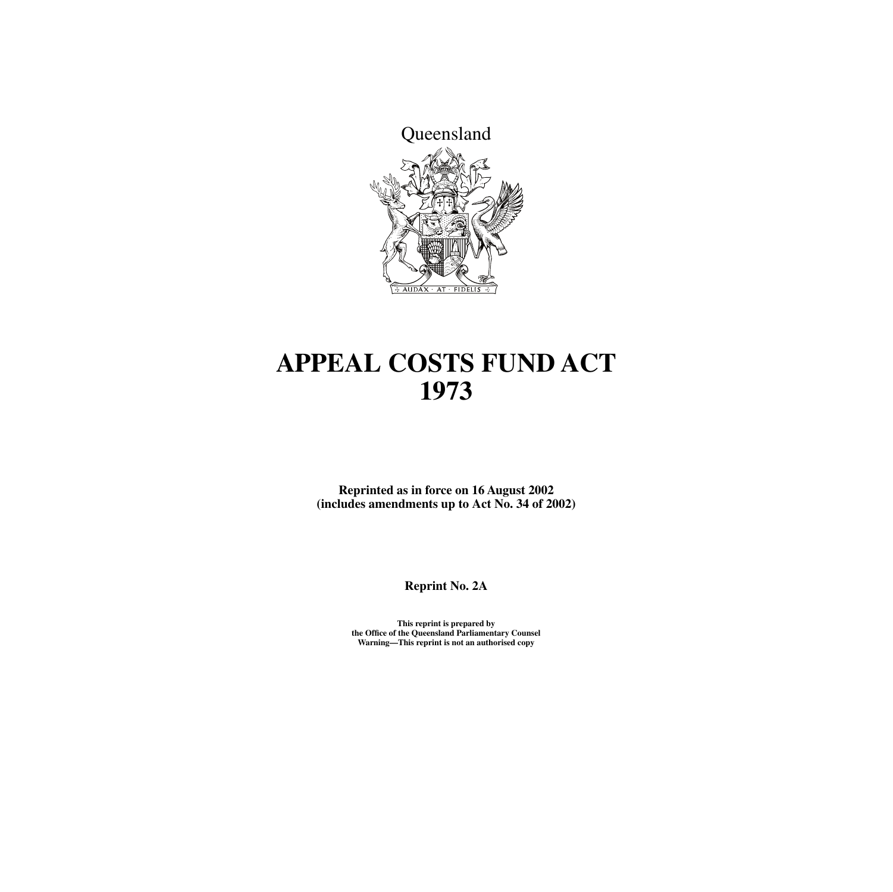Queensland

AUDAX · AT · FIDELIS

# APPEAL COSTS FUND ACT 1973

**Reprinted as in force on 16 August 2002**
**(includes amendments up to Act No. 34 of 2002)**

**Reprint No. 2A**

**This reprint is prepared by**
**the Office of the Queensland Parliamentary Counsel**
**Warning—This reprint is not an authorised copy**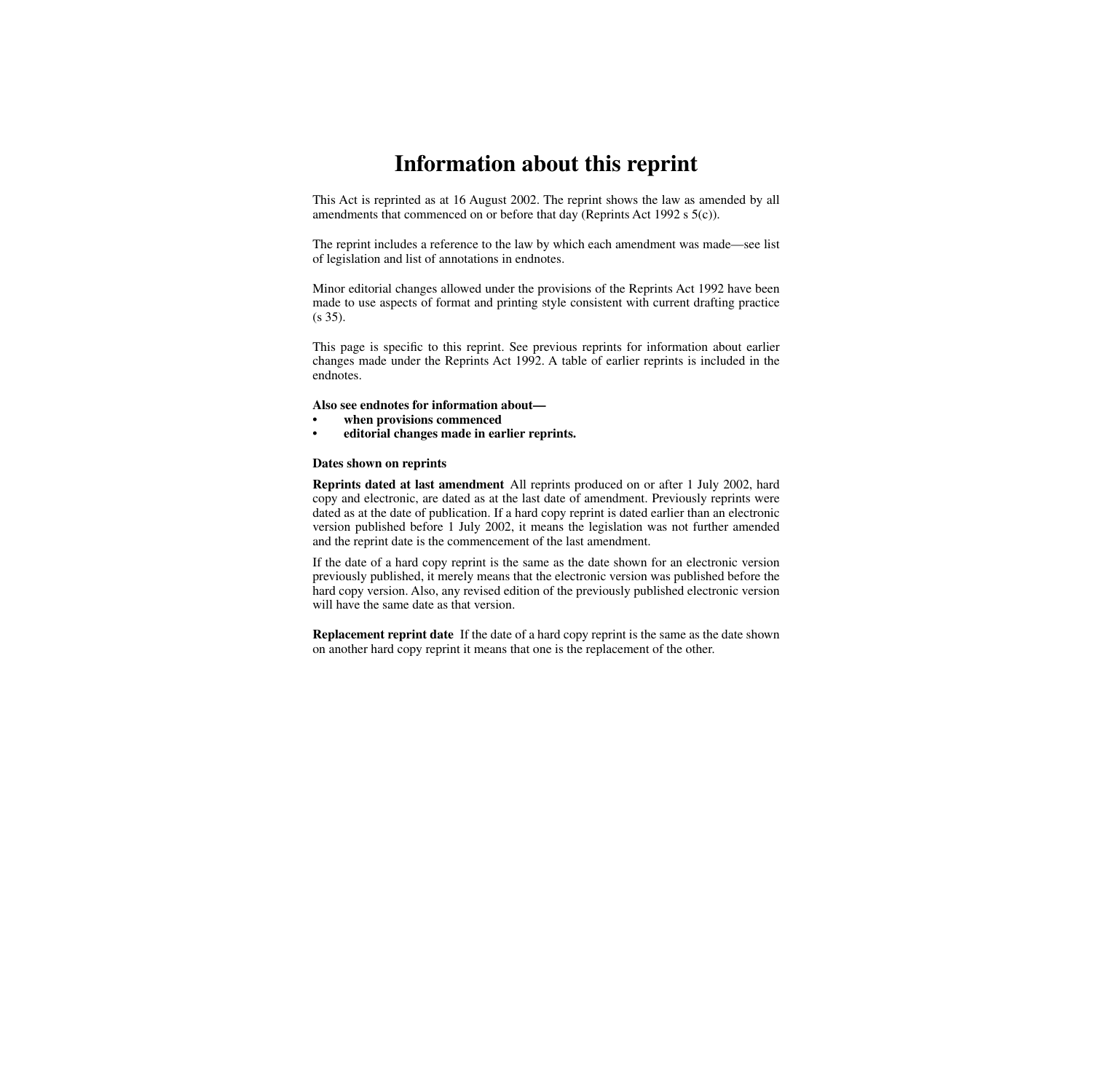# Information about this reprint

This Act is reprinted as at 16 August 2002. The reprint shows the law as amended by all amendments that commenced on or before that day (Reprints Act 1992 s 5(c)).

The reprint includes a reference to the law by which each amendment was made—see list of legislation and list of annotations in endnotes.

Minor editorial changes allowed under the provisions of the Reprints Act 1992 have been made to use aspects of format and printing style consistent with current drafting practice (s 35).

This page is specific to this reprint. See previous reprints for information about earlier changes made under the Reprints Act 1992. A table of earlier reprints is included in the endnotes.

**Also see endnotes for information about—**

- **when provisions commenced**
- **editorial changes made in earlier reprints.**

**Dates shown on reprints**

**Reprints dated at last amendment** All reprints produced on or after 1 July 2002, hard copy and electronic, are dated as at the last date of amendment. Previously reprints were dated as at the date of publication. If a hard copy reprint is dated earlier than an electronic version published before 1 July 2002, it means the legislation was not further amended and the reprint date is the commencement of the last amendment.

If the date of a hard copy reprint is the same as the date shown for an electronic version previously published, it merely means that the electronic version was published before the hard copy version. Also, any revised edition of the previously published electronic version will have the same date as that version.

**Replacement reprint date** If the date of a hard copy reprint is the same as the date shown on another hard copy reprint it means that one is the replacement of the other.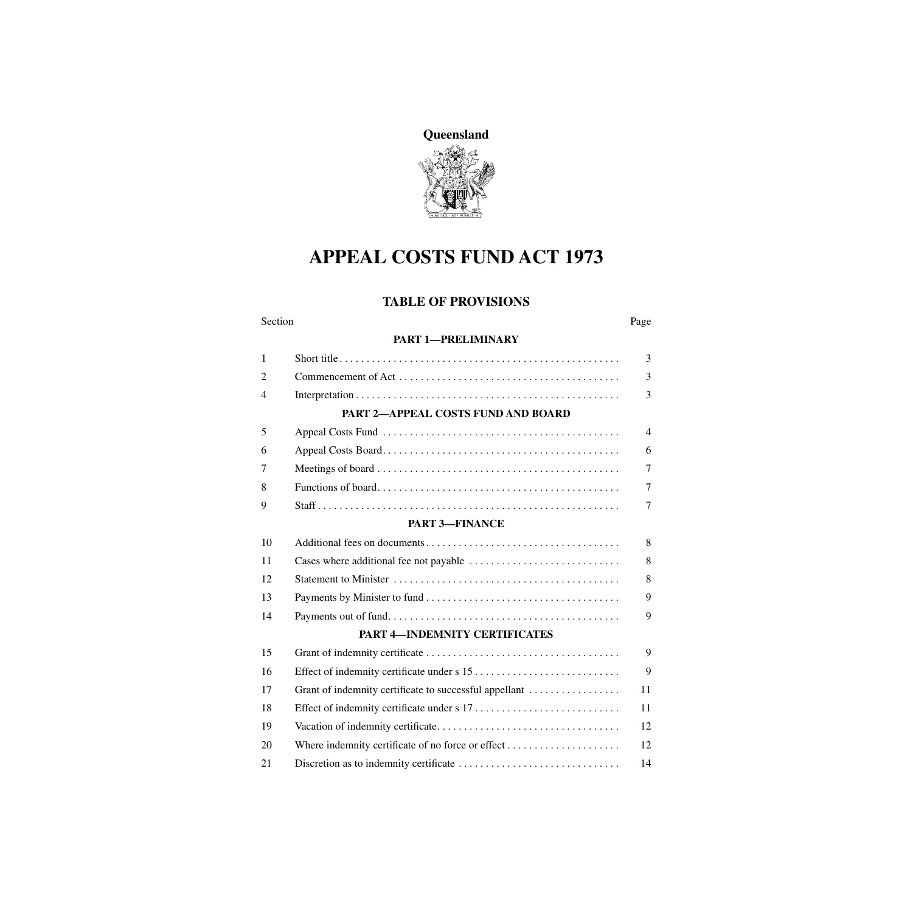**Queensland**

# APPEAL COSTS FUND ACT 1973

## TABLE OF PROVISIONS

| Section | | Page |
|---|---|---|
| | **PART 1—PRELIMINARY** | |
| 1 | Short title | 3 |
| 2 | Commencement of Act | 3 |
| 4 | Interpretation | 3 |
| | **PART 2—APPEAL COSTS FUND AND BOARD** | |
| 5 | Appeal Costs Fund | 4 |
| 6 | Appeal Costs Board | 6 |
| 7 | Meetings of board | 7 |
| 8 | Functions of board | 7 |
| 9 | Staff | 7 |
| | **PART 3—FINANCE** | |
| 10 | Additional fees on documents | 8 |
| 11 | Cases where additional fee not payable | 8 |
| 12 | Statement to Minister | 8 |
| 13 | Payments by Minister to fund | 9 |
| 14 | Payments out of fund | 9 |
| | **PART 4—INDEMNITY CERTIFICATES** | |
| 15 | Grant of indemnity certificate | 9 |
| 16 | Effect of indemnity certificate under s 15 | 9 |
| 17 | Grant of indemnity certificate to successful appellant | 11 |
| 18 | Effect of indemnity certificate under s 17 | 11 |
| 19 | Vacation of indemnity certificate | 12 |
| 20 | Where indemnity certificate of no force or effect | 12 |
| 21 | Discretion as to indemnity certificate | 14 |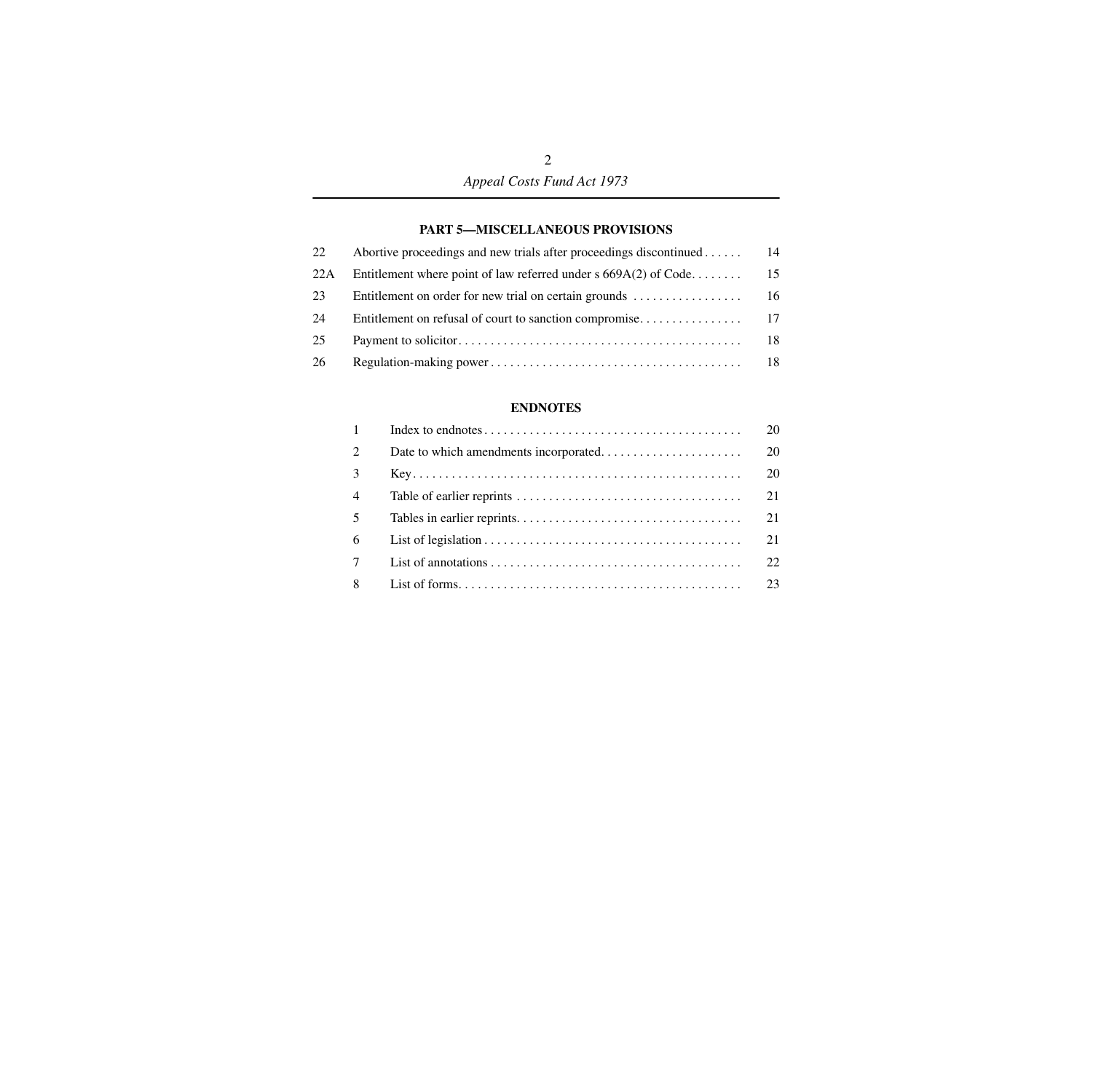## PART 5—MISCELLANEOUS PROVISIONS

| | | |
|---|---|---|
| 22 | Abortive proceedings and new trials after proceedings discontinued | 14 |
| 22A | Entitlement where point of law referred under s 669A(2) of Code | 15 |
| 23 | Entitlement on order for new trial on certain grounds | 16 |
| 24 | Entitlement on refusal of court to sanction compromise | 17 |
| 25 | Payment to solicitor | 18 |
| 26 | Regulation-making power | 18 |

## ENDNOTES

| | | |
|---|---|---|
| 1 | Index to endnotes | 20 |
| 2 | Date to which amendments incorporated | 20 |
| 3 | Key | 20 |
| 4 | Table of earlier reprints | 21 |
| 5 | Tables in earlier reprints | 21 |
| 6 | List of legislation | 21 |
| 7 | List of annotations | 22 |
| 8 | List of forms | 23 |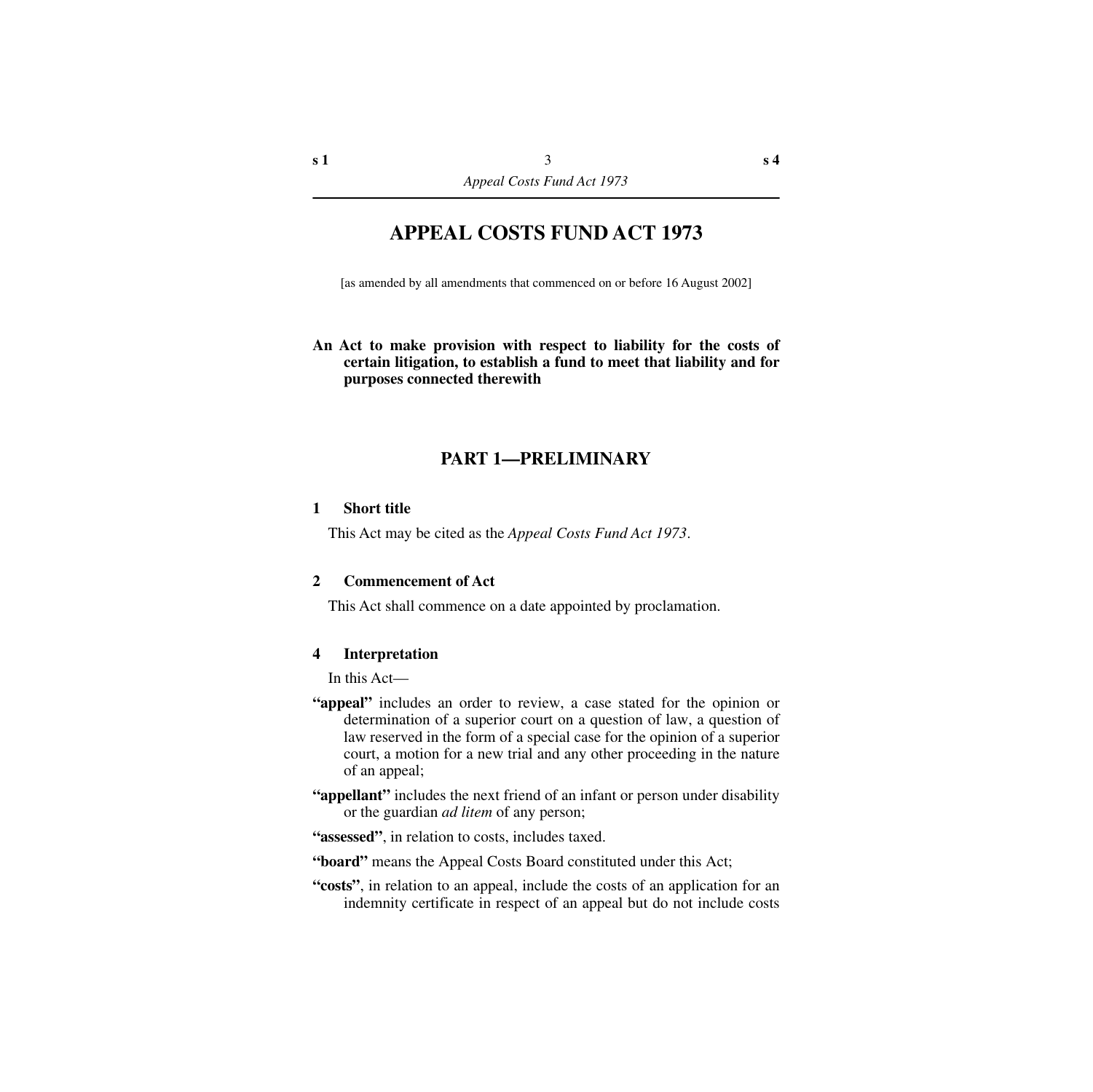# APPEAL COSTS FUND ACT 1973

[as amended by all amendments that commenced on or before 16 August 2002]

**An Act to make provision with respect to liability for the costs of certain litigation, to establish a fund to meet that liability and for purposes connected therewith**

## PART 1—PRELIMINARY

### 1 Short title

This Act may be cited as the *Appeal Costs Fund Act 1973*.

### 2 Commencement of Act

This Act shall commence on a date appointed by proclamation.

### 4 Interpretation

In this Act—

**"appeal"** includes an order to review, a case stated for the opinion or determination of a superior court on a question of law, a question of law reserved in the form of a special case for the opinion of a superior court, a motion for a new trial and any other proceeding in the nature of an appeal;

**"appellant"** includes the next friend of an infant or person under disability or the guardian *ad litem* of any person;

**"assessed"**, in relation to costs, includes taxed.

**"board"** means the Appeal Costs Board constituted under this Act;

**"costs"**, in relation to an appeal, include the costs of an application for an indemnity certificate in respect of an appeal but do not include costs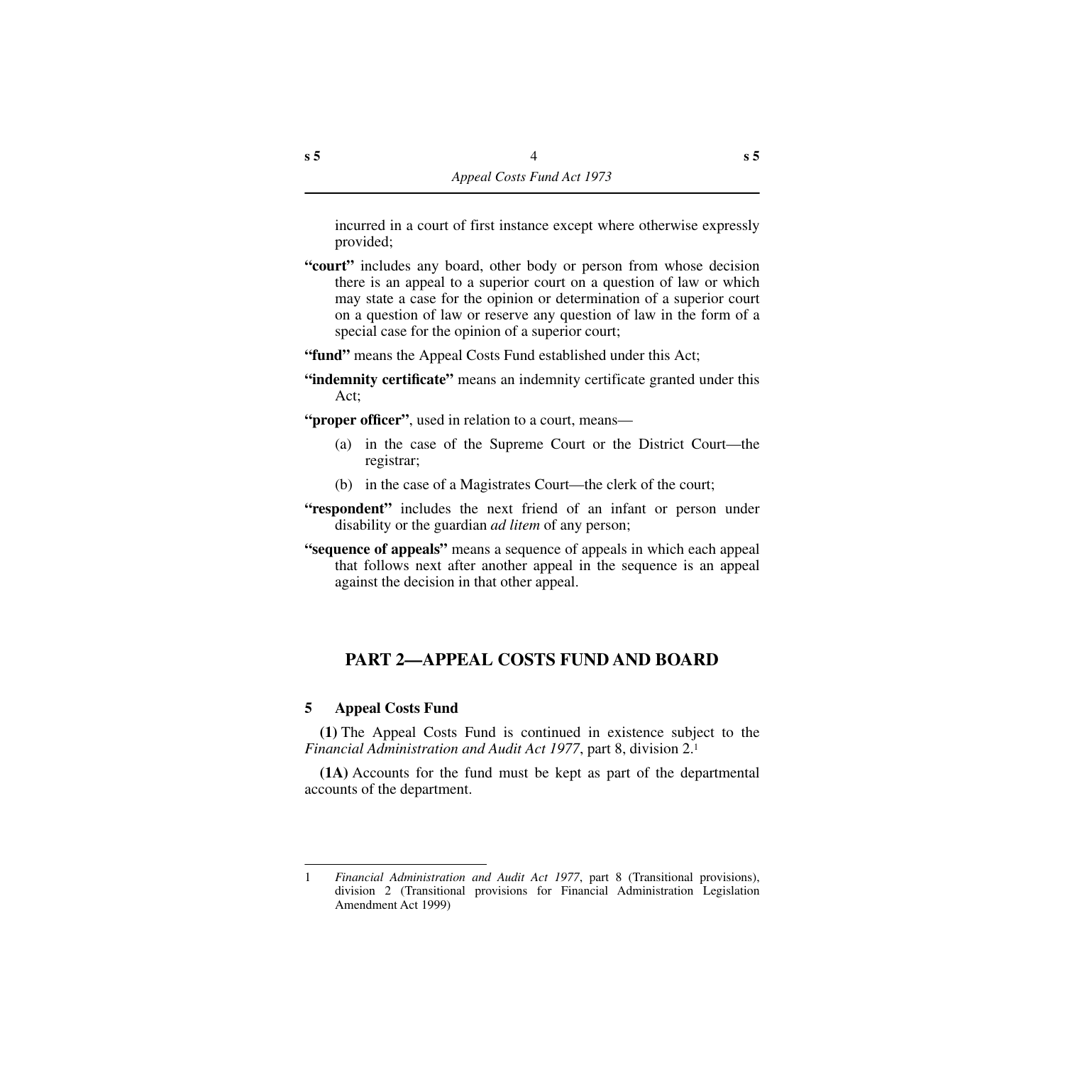incurred in a court of first instance except where otherwise expressly provided;

**"court"** includes any board, other body or person from whose decision there is an appeal to a superior court on a question of law or which may state a case for the opinion or determination of a superior court on a question of law or reserve any question of law in the form of a special case for the opinion of a superior court;

**"fund"** means the Appeal Costs Fund established under this Act;

**"indemnity certificate"** means an indemnity certificate granted under this Act;

**"proper officer"**, used in relation to a court, means—

(a) in the case of the Supreme Court or the District Court—the registrar;

(b) in the case of a Magistrates Court—the clerk of the court;

**"respondent"** includes the next friend of an infant or person under disability or the guardian *ad litem* of any person;

**"sequence of appeals"** means a sequence of appeals in which each appeal that follows next after another appeal in the sequence is an appeal against the decision in that other appeal.

## PART 2—APPEAL COSTS FUND AND BOARD

### 5 Appeal Costs Fund

**(1)** The Appeal Costs Fund is continued in existence subject to the *Financial Administration and Audit Act 1977*, part 8, division 2.[1]

**(1A)** Accounts for the fund must be kept as part of the departmental accounts of the department.

1 *Financial Administration and Audit Act 1977*, part 8 (Transitional provisions), division 2 (Transitional provisions for Financial Administration Legislation Amendment Act 1999)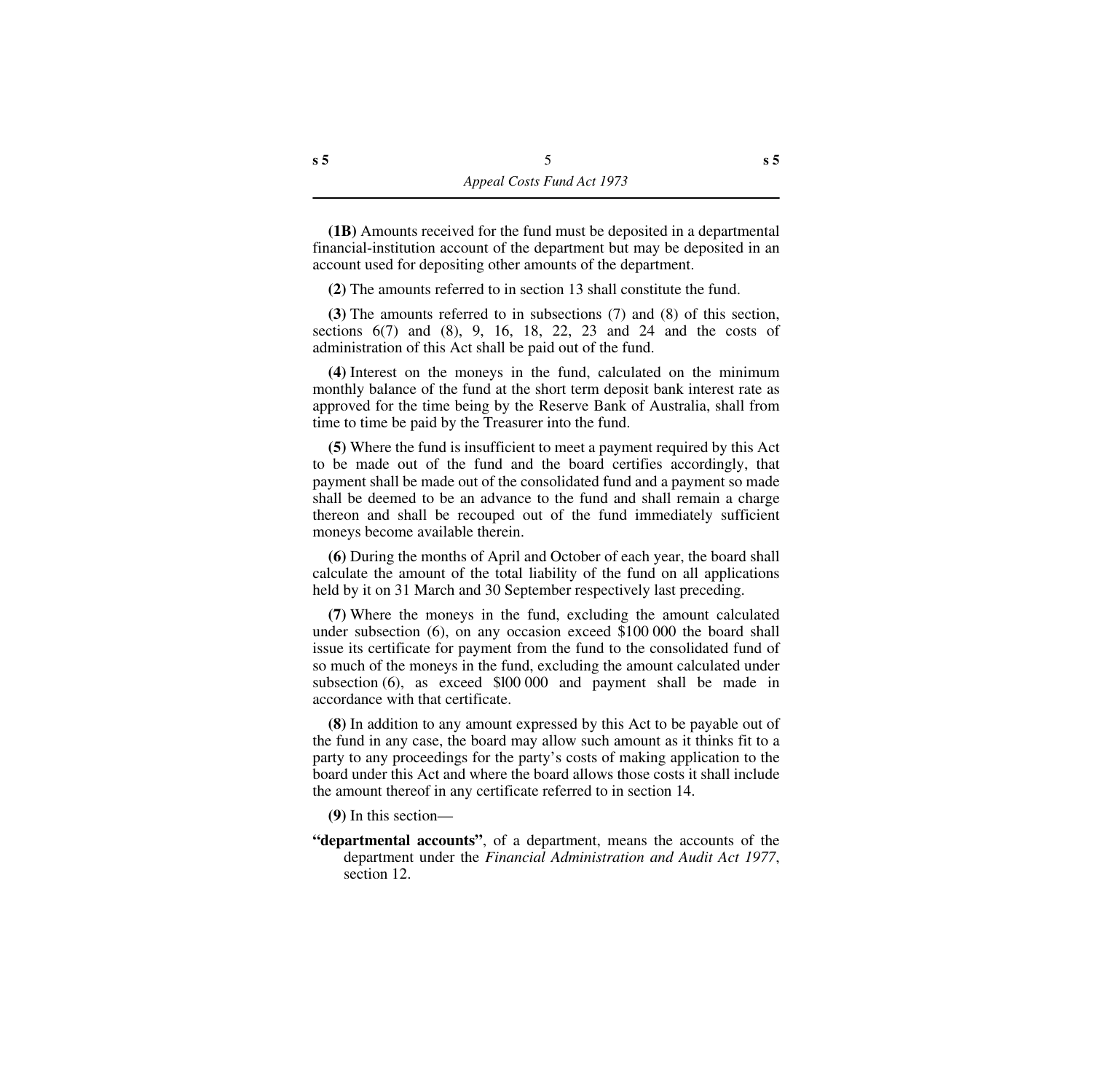**(1B)** Amounts received for the fund must be deposited in a departmental financial-institution account of the department but may be deposited in an account used for depositing other amounts of the department.

**(2)** The amounts referred to in section 13 shall constitute the fund.

**(3)** The amounts referred to in subsections (7) and (8) of this section, sections 6(7) and (8), 9, 16, 18, 22, 23 and 24 and the costs of administration of this Act shall be paid out of the fund.

**(4)** Interest on the moneys in the fund, calculated on the minimum monthly balance of the fund at the short term deposit bank interest rate as approved for the time being by the Reserve Bank of Australia, shall from time to time be paid by the Treasurer into the fund.

**(5)** Where the fund is insufficient to meet a payment required by this Act to be made out of the fund and the board certifies accordingly, that payment shall be made out of the consolidated fund and a payment so made shall be deemed to be an advance to the fund and shall remain a charge thereon and shall be recouped out of the fund immediately sufficient moneys become available therein.

**(6)** During the months of April and October of each year, the board shall calculate the amount of the total liability of the fund on all applications held by it on 31 March and 30 September respectively last preceding.

**(7)** Where the moneys in the fund, excluding the amount calculated under subsection (6), on any occasion exceed $100 000 the board shall issue its certificate for payment from the fund to the consolidated fund of so much of the moneys in the fund, excluding the amount calculated under subsection (6), as exceed $l00 000 and payment shall be made in accordance with that certificate.

**(8)** In addition to any amount expressed by this Act to be payable out of the fund in any case, the board may allow such amount as it thinks fit to a party to any proceedings for the party's costs of making application to the board under this Act and where the board allows those costs it shall include the amount thereof in any certificate referred to in section 14.

**(9)** In this section—

**"departmental accounts"**, of a department, means the accounts of the department under the *Financial Administration and Audit Act 1977*, section 12.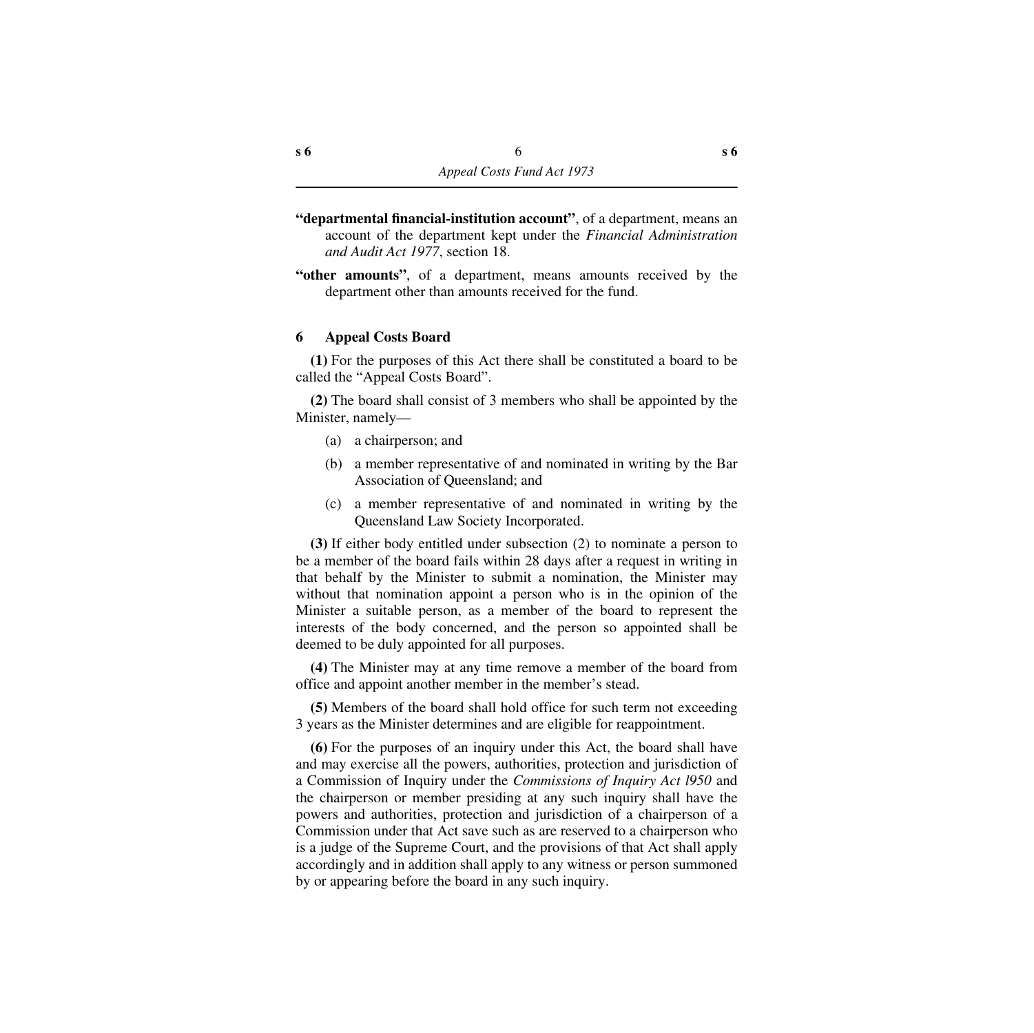**"departmental financial-institution account"**, of a department, means an account of the department kept under the *Financial Administration and Audit Act 1977*, section 18.

**"other amounts"**, of a department, means amounts received by the department other than amounts received for the fund.

### 6 Appeal Costs Board

**(1)** For the purposes of this Act there shall be constituted a board to be called the "Appeal Costs Board".

**(2)** The board shall consist of 3 members who shall be appointed by the Minister, namely—

(a) a chairperson; and

(b) a member representative of and nominated in writing by the Bar Association of Queensland; and

(c) a member representative of and nominated in writing by the Queensland Law Society Incorporated.

**(3)** If either body entitled under subsection (2) to nominate a person to be a member of the board fails within 28 days after a request in writing in that behalf by the Minister to submit a nomination, the Minister may without that nomination appoint a person who is in the opinion of the Minister a suitable person, as a member of the board to represent the interests of the body concerned, and the person so appointed shall be deemed to be duly appointed for all purposes.

**(4)** The Minister may at any time remove a member of the board from office and appoint another member in the member's stead.

**(5)** Members of the board shall hold office for such term not exceeding 3 years as the Minister determines and are eligible for reappointment.

**(6)** For the purposes of an inquiry under this Act, the board shall have and may exercise all the powers, authorities, protection and jurisdiction of a Commission of Inquiry under the *Commissions of Inquiry Act l950* and the chairperson or member presiding at any such inquiry shall have the powers and authorities, protection and jurisdiction of a chairperson of a Commission under that Act save such as are reserved to a chairperson who is a judge of the Supreme Court, and the provisions of that Act shall apply accordingly and in addition shall apply to any witness or person summoned by or appearing before the board in any such inquiry.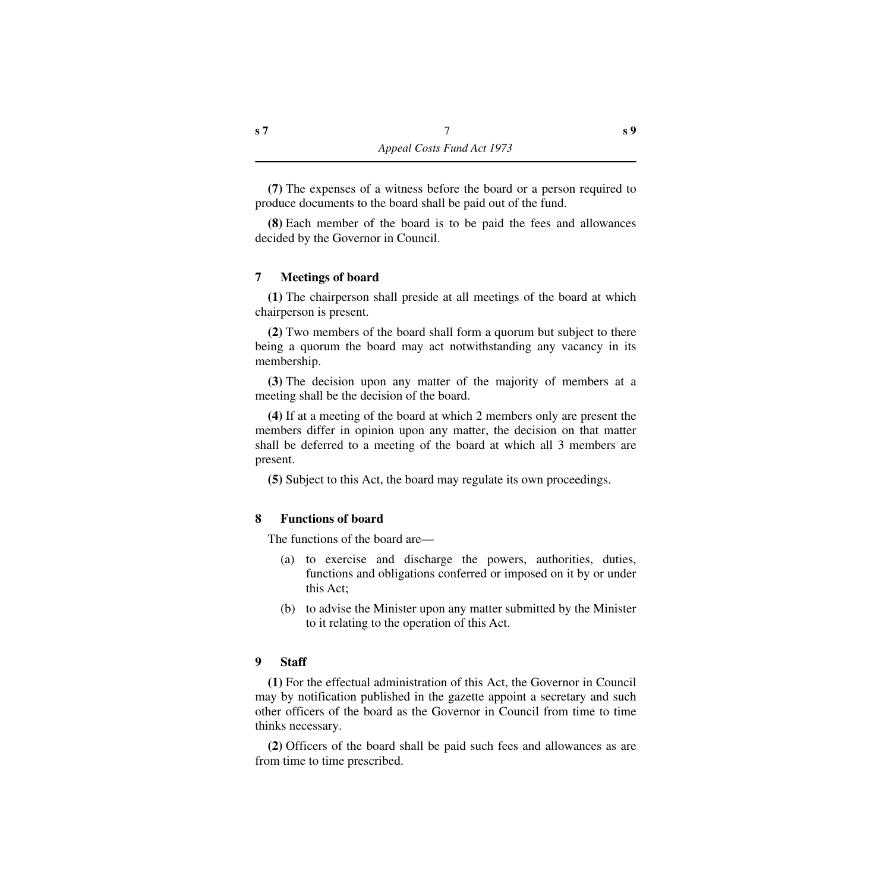**(7)** The expenses of a witness before the board or a person required to produce documents to the board shall be paid out of the fund.

**(8)** Each member of the board is to be paid the fees and allowances decided by the Governor in Council.

### 7 Meetings of board

**(1)** The chairperson shall preside at all meetings of the board at which chairperson is present.

**(2)** Two members of the board shall form a quorum but subject to there being a quorum the board may act notwithstanding any vacancy in its membership.

**(3)** The decision upon any matter of the majority of members at a meeting shall be the decision of the board.

**(4)** If at a meeting of the board at which 2 members only are present the members differ in opinion upon any matter, the decision on that matter shall be deferred to a meeting of the board at which all 3 members are present.

**(5)** Subject to this Act, the board may regulate its own proceedings.

### 8 Functions of board

The functions of the board are—

(a) to exercise and discharge the powers, authorities, duties, functions and obligations conferred or imposed on it by or under this Act;

(b) to advise the Minister upon any matter submitted by the Minister to it relating to the operation of this Act.

### 9 Staff

**(1)** For the effectual administration of this Act, the Governor in Council may by notification published in the gazette appoint a secretary and such other officers of the board as the Governor in Council from time to time thinks necessary.

**(2)** Officers of the board shall be paid such fees and allowances as are from time to time prescribed.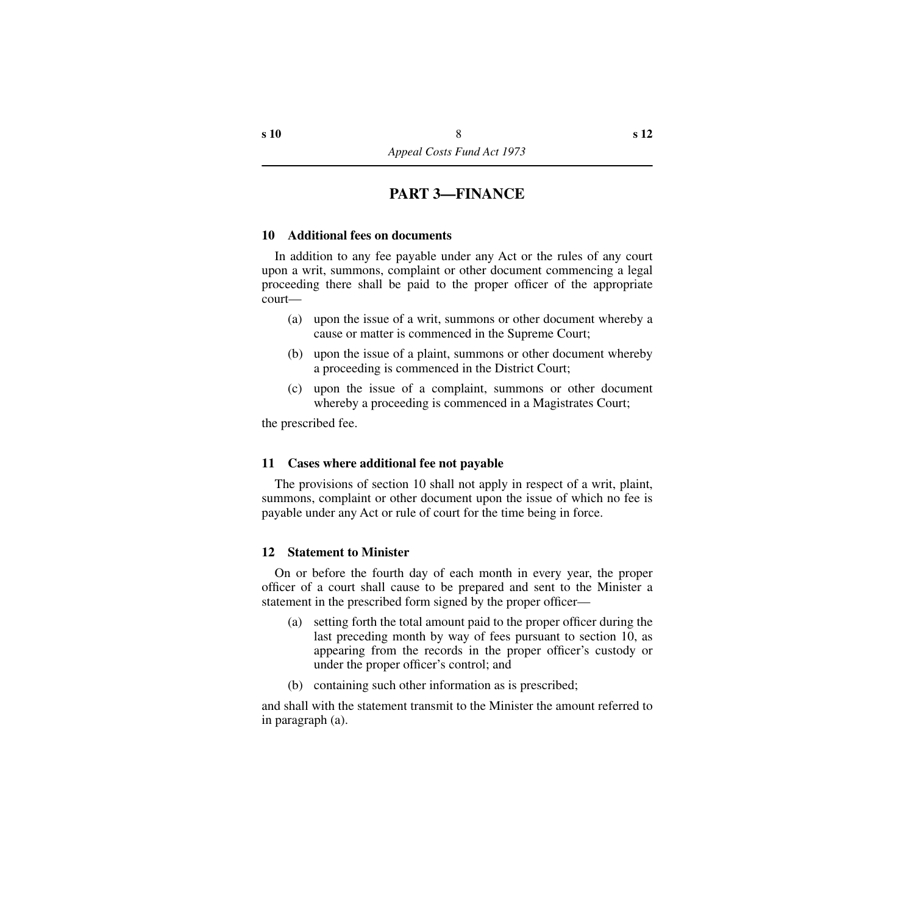## PART 3—FINANCE

### 10 Additional fees on documents

In addition to any fee payable under any Act or the rules of any court upon a writ, summons, complaint or other document commencing a legal proceeding there shall be paid to the proper officer of the appropriate court—

(a) upon the issue of a writ, summons or other document whereby a cause or matter is commenced in the Supreme Court;

(b) upon the issue of a plaint, summons or other document whereby a proceeding is commenced in the District Court;

(c) upon the issue of a complaint, summons or other document whereby a proceeding is commenced in a Magistrates Court;

the prescribed fee.

### 11 Cases where additional fee not payable

The provisions of section 10 shall not apply in respect of a writ, plaint, summons, complaint or other document upon the issue of which no fee is payable under any Act or rule of court for the time being in force.

### 12 Statement to Minister

On or before the fourth day of each month in every year, the proper officer of a court shall cause to be prepared and sent to the Minister a statement in the prescribed form signed by the proper officer—

(a) setting forth the total amount paid to the proper officer during the last preceding month by way of fees pursuant to section 10, as appearing from the records in the proper officer's custody or under the proper officer's control; and

(b) containing such other information as is prescribed;

and shall with the statement transmit to the Minister the amount referred to in paragraph (a).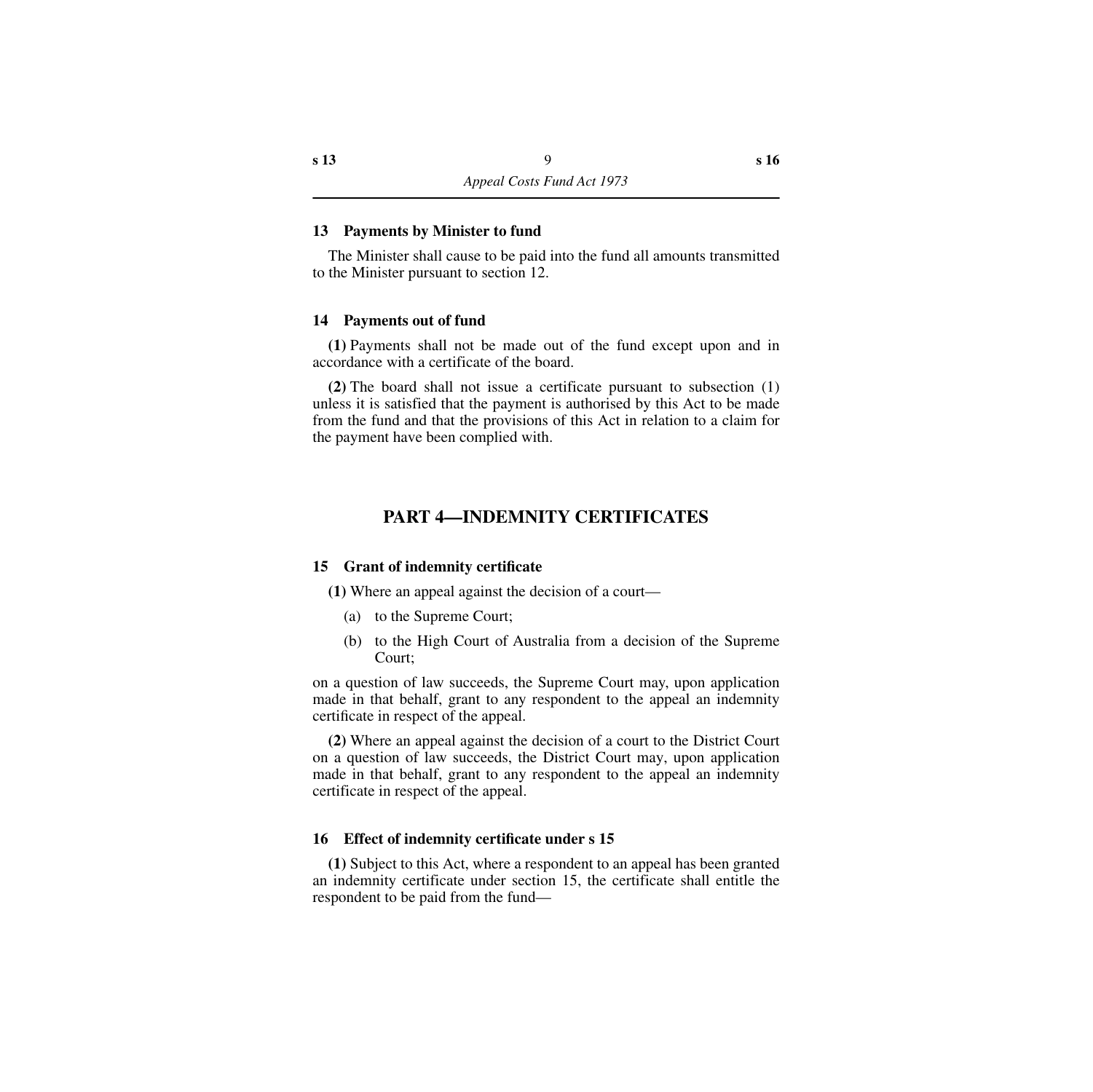### 13 Payments by Minister to fund

The Minister shall cause to be paid into the fund all amounts transmitted to the Minister pursuant to section 12.

### 14 Payments out of fund

**(1)** Payments shall not be made out of the fund except upon and in accordance with a certificate of the board.

**(2)** The board shall not issue a certificate pursuant to subsection (1) unless it is satisfied that the payment is authorised by this Act to be made from the fund and that the provisions of this Act in relation to a claim for the payment have been complied with.

## PART 4—INDEMNITY CERTIFICATES

### 15 Grant of indemnity certificate

**(1)** Where an appeal against the decision of a court—

(a) to the Supreme Court;

(b) to the High Court of Australia from a decision of the Supreme Court;

on a question of law succeeds, the Supreme Court may, upon application made in that behalf, grant to any respondent to the appeal an indemnity certificate in respect of the appeal.

**(2)** Where an appeal against the decision of a court to the District Court on a question of law succeeds, the District Court may, upon application made in that behalf, grant to any respondent to the appeal an indemnity certificate in respect of the appeal.

### 16 Effect of indemnity certificate under s 15

**(1)** Subject to this Act, where a respondent to an appeal has been granted an indemnity certificate under section 15, the certificate shall entitle the respondent to be paid from the fund—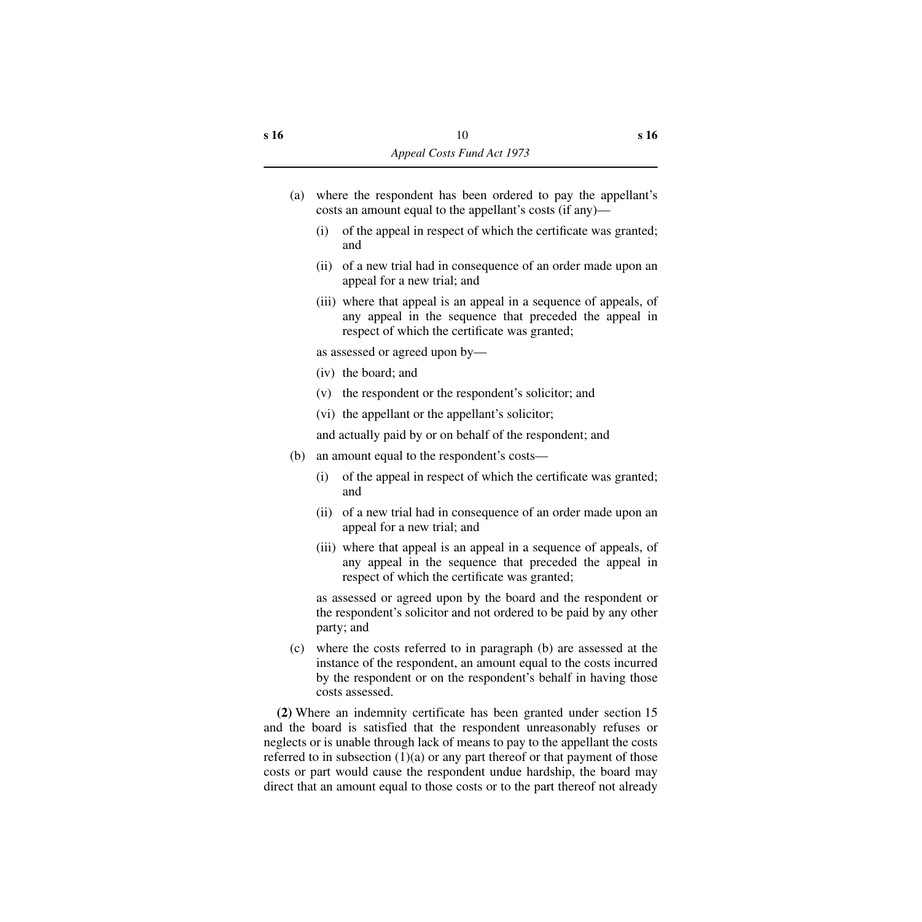(a) where the respondent has been ordered to pay the appellant's costs an amount equal to the appellant's costs (if any)—

   (i) of the appeal in respect of which the certificate was granted; and

   (ii) of a new trial had in consequence of an order made upon an appeal for a new trial; and

   (iii) where that appeal is an appeal in a sequence of appeals, of any appeal in the sequence that preceded the appeal in respect of which the certificate was granted;

   as assessed or agreed upon by—

   (iv) the board; and

   (v) the respondent or the respondent's solicitor; and

   (vi) the appellant or the appellant's solicitor;

   and actually paid by or on behalf of the respondent; and

(b) an amount equal to the respondent's costs—

   (i) of the appeal in respect of which the certificate was granted; and

   (ii) of a new trial had in consequence of an order made upon an appeal for a new trial; and

   (iii) where that appeal is an appeal in a sequence of appeals, of any appeal in the sequence that preceded the appeal in respect of which the certificate was granted;

   as assessed or agreed upon by the board and the respondent or the respondent's solicitor and not ordered to be paid by any other party; and

(c) where the costs referred to in paragraph (b) are assessed at the instance of the respondent, an amount equal to the costs incurred by the respondent or on the respondent's behalf in having those costs assessed.

**(2)** Where an indemnity certificate has been granted under section 15 and the board is satisfied that the respondent unreasonably refuses or neglects or is unable through lack of means to pay to the appellant the costs referred to in subsection (1)(a) or any part thereof or that payment of those costs or part would cause the respondent undue hardship, the board may direct that an amount equal to those costs or to the part thereof not already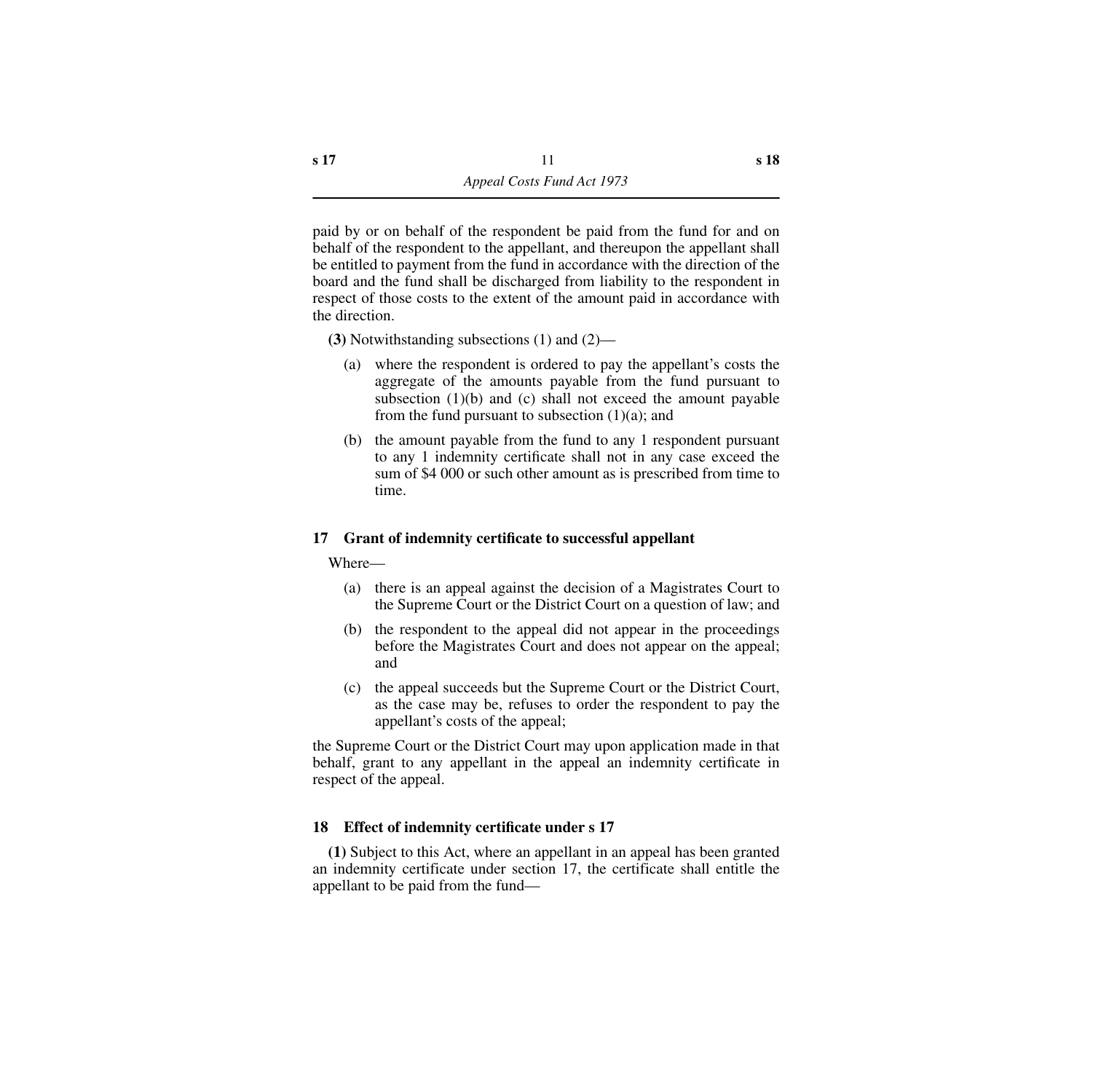paid by or on behalf of the respondent be paid from the fund for and on behalf of the respondent to the appellant, and thereupon the appellant shall be entitled to payment from the fund in accordance with the direction of the board and the fund shall be discharged from liability to the respondent in respect of those costs to the extent of the amount paid in accordance with the direction.

**(3)** Notwithstanding subsections (1) and (2)—

(a) where the respondent is ordered to pay the appellant's costs the aggregate of the amounts payable from the fund pursuant to subsection (1)(b) and (c) shall not exceed the amount payable from the fund pursuant to subsection (1)(a); and

(b) the amount payable from the fund to any 1 respondent pursuant to any 1 indemnity certificate shall not in any case exceed the sum of $4 000 or such other amount as is prescribed from time to time.

### 17 Grant of indemnity certificate to successful appellant

Where—

(a) there is an appeal against the decision of a Magistrates Court to the Supreme Court or the District Court on a question of law; and

(b) the respondent to the appeal did not appear in the proceedings before the Magistrates Court and does not appear on the appeal; and

(c) the appeal succeeds but the Supreme Court or the District Court, as the case may be, refuses to order the respondent to pay the appellant's costs of the appeal;

the Supreme Court or the District Court may upon application made in that behalf, grant to any appellant in the appeal an indemnity certificate in respect of the appeal.

### 18 Effect of indemnity certificate under s 17

**(1)** Subject to this Act, where an appellant in an appeal has been granted an indemnity certificate under section 17, the certificate shall entitle the appellant to be paid from the fund—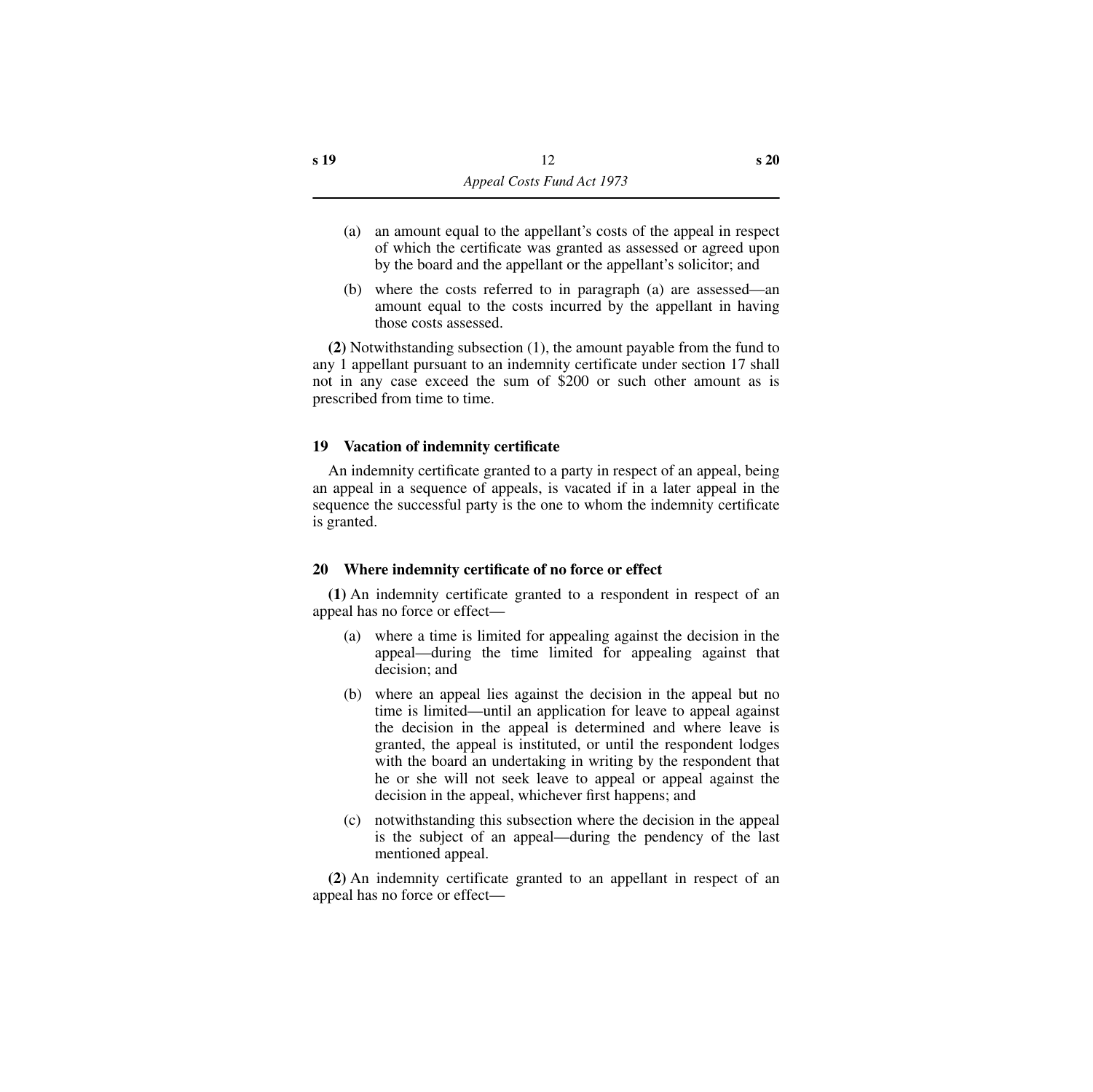(a) an amount equal to the appellant's costs of the appeal in respect of which the certificate was granted as assessed or agreed upon by the board and the appellant or the appellant's solicitor; and

(b) where the costs referred to in paragraph (a) are assessed—an amount equal to the costs incurred by the appellant in having those costs assessed.

**(2)** Notwithstanding subsection (1), the amount payable from the fund to any 1 appellant pursuant to an indemnity certificate under section 17 shall not in any case exceed the sum of $200 or such other amount as is prescribed from time to time.

### 19 Vacation of indemnity certificate

An indemnity certificate granted to a party in respect of an appeal, being an appeal in a sequence of appeals, is vacated if in a later appeal in the sequence the successful party is the one to whom the indemnity certificate is granted.

### 20 Where indemnity certificate of no force or effect

**(1)** An indemnity certificate granted to a respondent in respect of an appeal has no force or effect—

(a) where a time is limited for appealing against the decision in the appeal—during the time limited for appealing against that decision; and

(b) where an appeal lies against the decision in the appeal but no time is limited—until an application for leave to appeal against the decision in the appeal is determined and where leave is granted, the appeal is instituted, or until the respondent lodges with the board an undertaking in writing by the respondent that he or she will not seek leave to appeal or appeal against the decision in the appeal, whichever first happens; and

(c) notwithstanding this subsection where the decision in the appeal is the subject of an appeal—during the pendency of the last mentioned appeal.

**(2)** An indemnity certificate granted to an appellant in respect of an appeal has no force or effect—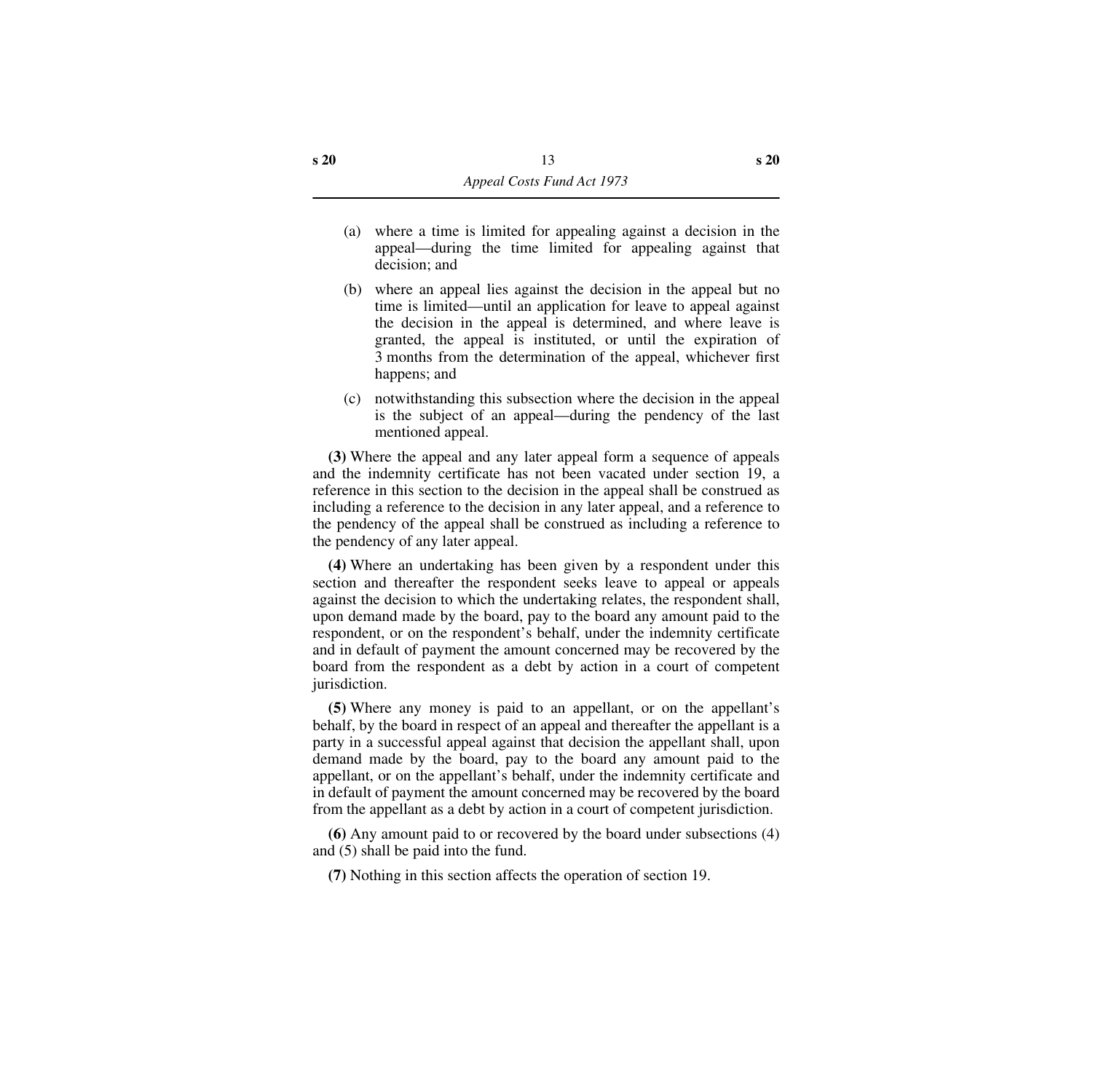(a) where a time is limited for appealing against a decision in the appeal—during the time limited for appealing against that decision; and

(b) where an appeal lies against the decision in the appeal but no time is limited—until an application for leave to appeal against the decision in the appeal is determined, and where leave is granted, the appeal is instituted, or until the expiration of 3 months from the determination of the appeal, whichever first happens; and

(c) notwithstanding this subsection where the decision in the appeal is the subject of an appeal—during the pendency of the last mentioned appeal.

**(3)** Where the appeal and any later appeal form a sequence of appeals and the indemnity certificate has not been vacated under section 19, a reference in this section to the decision in the appeal shall be construed as including a reference to the decision in any later appeal, and a reference to the pendency of the appeal shall be construed as including a reference to the pendency of any later appeal.

**(4)** Where an undertaking has been given by a respondent under this section and thereafter the respondent seeks leave to appeal or appeals against the decision to which the undertaking relates, the respondent shall, upon demand made by the board, pay to the board any amount paid to the respondent, or on the respondent's behalf, under the indemnity certificate and in default of payment the amount concerned may be recovered by the board from the respondent as a debt by action in a court of competent jurisdiction.

**(5)** Where any money is paid to an appellant, or on the appellant's behalf, by the board in respect of an appeal and thereafter the appellant is a party in a successful appeal against that decision the appellant shall, upon demand made by the board, pay to the board any amount paid to the appellant, or on the appellant's behalf, under the indemnity certificate and in default of payment the amount concerned may be recovered by the board from the appellant as a debt by action in a court of competent jurisdiction.

**(6)** Any amount paid to or recovered by the board under subsections (4) and (5) shall be paid into the fund.

**(7)** Nothing in this section affects the operation of section 19.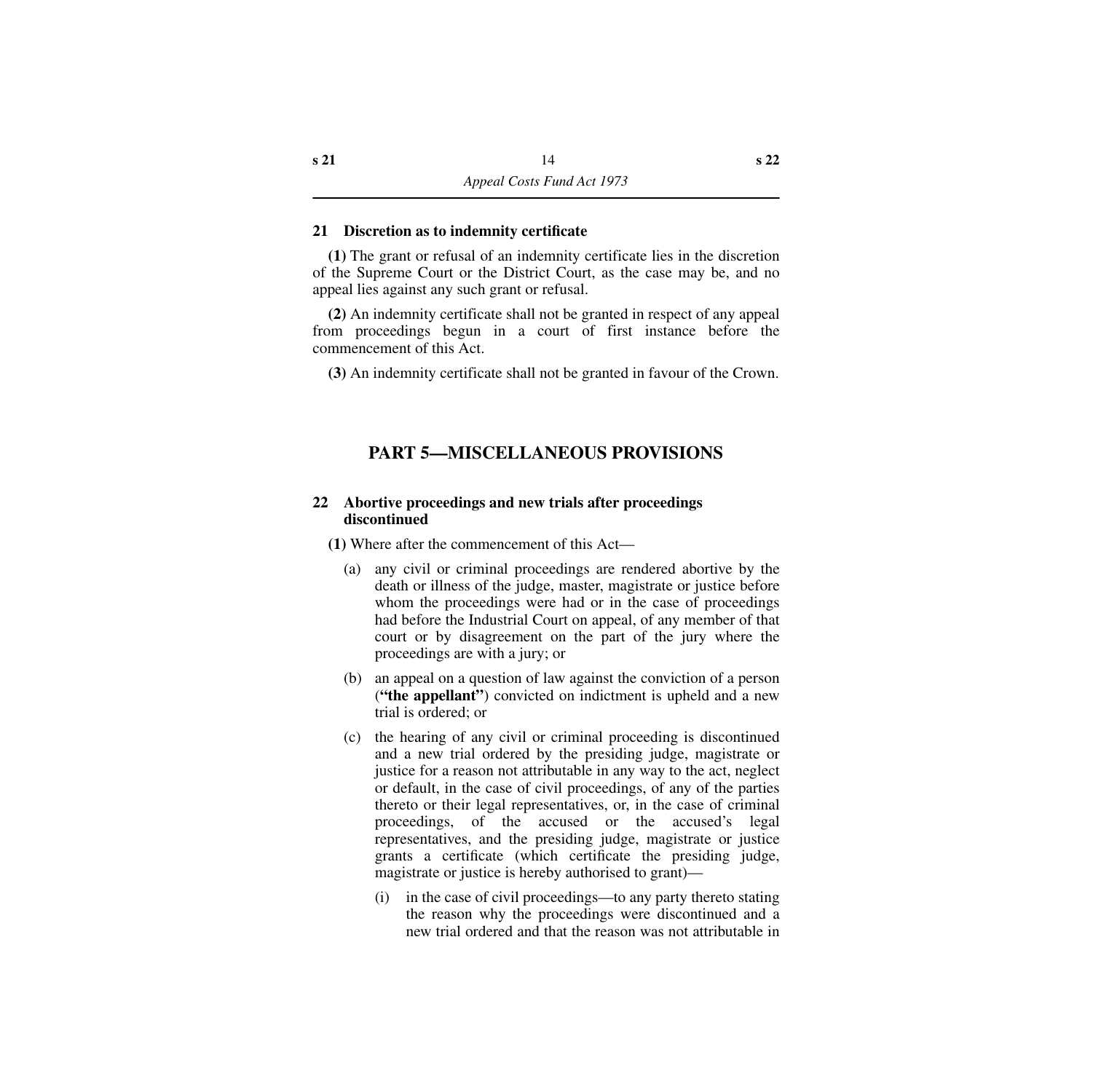### 21 Discretion as to indemnity certificate

**(1)** The grant or refusal of an indemnity certificate lies in the discretion of the Supreme Court or the District Court, as the case may be, and no appeal lies against any such grant or refusal.

**(2)** An indemnity certificate shall not be granted in respect of any appeal from proceedings begun in a court of first instance before the commencement of this Act.

**(3)** An indemnity certificate shall not be granted in favour of the Crown.

## PART 5—MISCELLANEOUS PROVISIONS

### 22 Abortive proceedings and new trials after proceedings discontinued

**(1)** Where after the commencement of this Act—

(a) any civil or criminal proceedings are rendered abortive by the death or illness of the judge, master, magistrate or justice before whom the proceedings were had or in the case of proceedings had before the Industrial Court on appeal, of any member of that court or by disagreement on the part of the jury where the proceedings are with a jury; or

(b) an appeal on a question of law against the conviction of a person (**"the appellant"**) convicted on indictment is upheld and a new trial is ordered; or

(c) the hearing of any civil or criminal proceeding is discontinued and a new trial ordered by the presiding judge, magistrate or justice for a reason not attributable in any way to the act, neglect or default, in the case of civil proceedings, of any of the parties thereto or their legal representatives, or, in the case of criminal proceedings, of the accused or the accused's legal representatives, and the presiding judge, magistrate or justice grants a certificate (which certificate the presiding judge, magistrate or justice is hereby authorised to grant)—

   (i) in the case of civil proceedings—to any party thereto stating the reason why the proceedings were discontinued and a new trial ordered and that the reason was not attributable in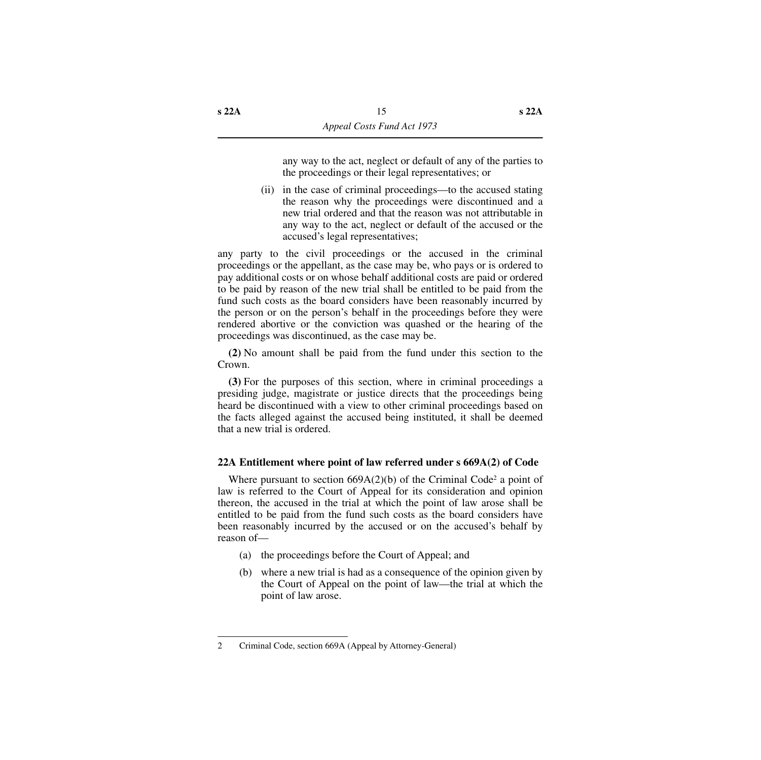any way to the act, neglect or default of any of the parties to the proceedings or their legal representatives; or

(ii) in the case of criminal proceedings—to the accused stating the reason why the proceedings were discontinued and a new trial ordered and that the reason was not attributable in any way to the act, neglect or default of the accused or the accused's legal representatives;

any party to the civil proceedings or the accused in the criminal proceedings or the appellant, as the case may be, who pays or is ordered to pay additional costs or on whose behalf additional costs are paid or ordered to be paid by reason of the new trial shall be entitled to be paid from the fund such costs as the board considers have been reasonably incurred by the person or on the person's behalf in the proceedings before they were rendered abortive or the conviction was quashed or the hearing of the proceedings was discontinued, as the case may be.

**(2)** No amount shall be paid from the fund under this section to the Crown.

**(3)** For the purposes of this section, where in criminal proceedings a presiding judge, magistrate or justice directs that the proceedings being heard be discontinued with a view to other criminal proceedings based on the facts alleged against the accused being instituted, it shall be deemed that a new trial is ordered.

### 22A Entitlement where point of law referred under s 669A(2) of Code

Where pursuant to section 669A(2)(b) of the Criminal Code[2] a point of law is referred to the Court of Appeal for its consideration and opinion thereon, the accused in the trial at which the point of law arose shall be entitled to be paid from the fund such costs as the board considers have been reasonably incurred by the accused or on the accused's behalf by reason of—

(a) the proceedings before the Court of Appeal; and

(b) where a new trial is had as a consequence of the opinion given by the Court of Appeal on the point of law—the trial at which the point of law arose.

---

2 Criminal Code, section 669A (Appeal by Attorney-General)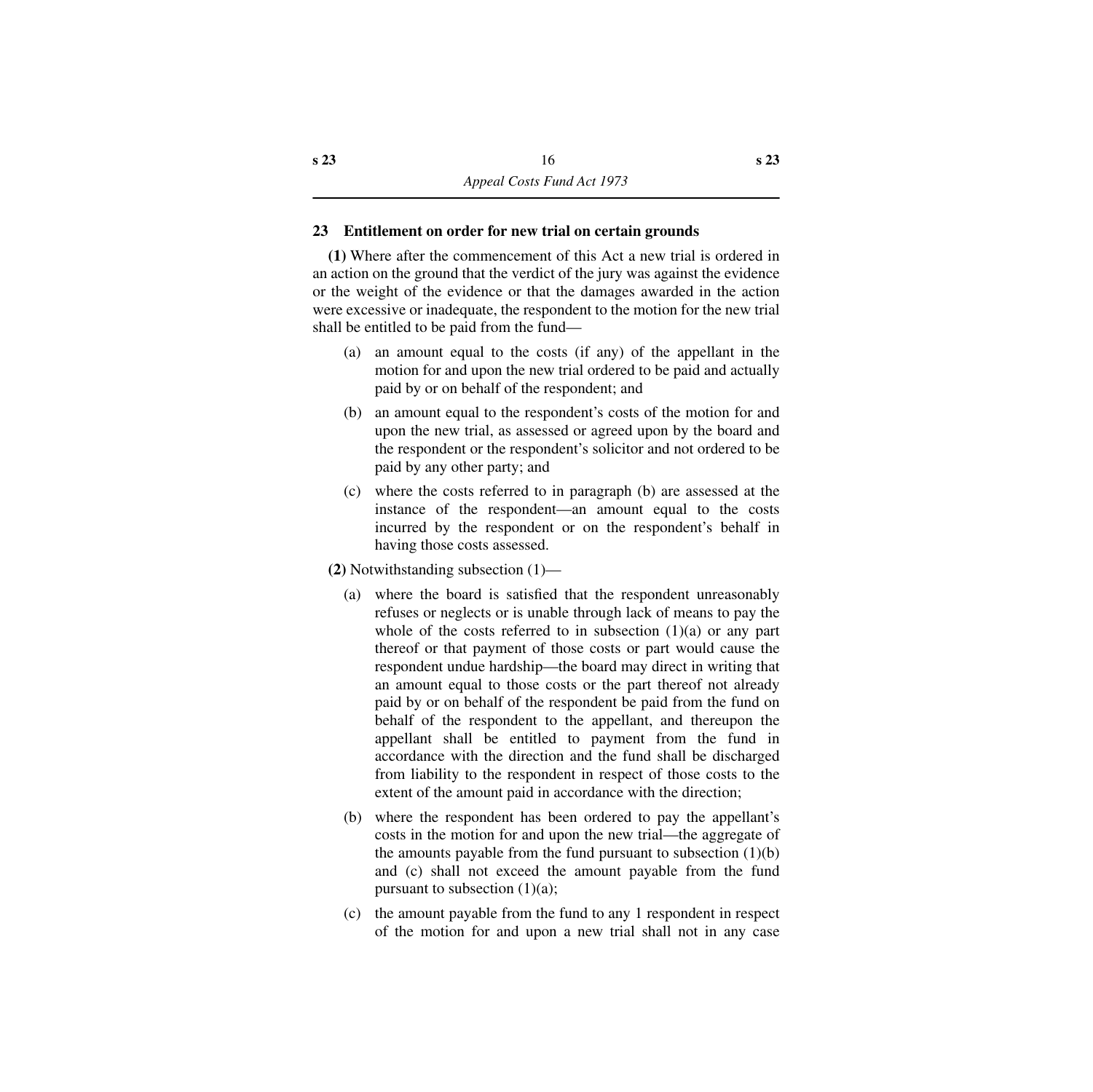## 23 Entitlement on order for new trial on certain grounds

**(1)** Where after the commencement of this Act a new trial is ordered in an action on the ground that the verdict of the jury was against the evidence or the weight of the evidence or that the damages awarded in the action were excessive or inadequate, the respondent to the motion for the new trial shall be entitled to be paid from the fund—

(a) an amount equal to the costs (if any) of the appellant in the motion for and upon the new trial ordered to be paid and actually paid by or on behalf of the respondent; and

(b) an amount equal to the respondent's costs of the motion for and upon the new trial, as assessed or agreed upon by the board and the respondent or the respondent's solicitor and not ordered to be paid by any other party; and

(c) where the costs referred to in paragraph (b) are assessed at the instance of the respondent—an amount equal to the costs incurred by the respondent or on the respondent's behalf in having those costs assessed.

**(2)** Notwithstanding subsection (1)—

(a) where the board is satisfied that the respondent unreasonably refuses or neglects or is unable through lack of means to pay the whole of the costs referred to in subsection (1)(a) or any part thereof or that payment of those costs or part would cause the respondent undue hardship—the board may direct in writing that an amount equal to those costs or the part thereof not already paid by or on behalf of the respondent be paid from the fund on behalf of the respondent to the appellant, and thereupon the appellant shall be entitled to payment from the fund in accordance with the direction and the fund shall be discharged from liability to the respondent in respect of those costs to the extent of the amount paid in accordance with the direction;

(b) where the respondent has been ordered to pay the appellant's costs in the motion for and upon the new trial—the aggregate of the amounts payable from the fund pursuant to subsection (1)(b) and (c) shall not exceed the amount payable from the fund pursuant to subsection (1)(a);

(c) the amount payable from the fund to any 1 respondent in respect of the motion for and upon a new trial shall not in any case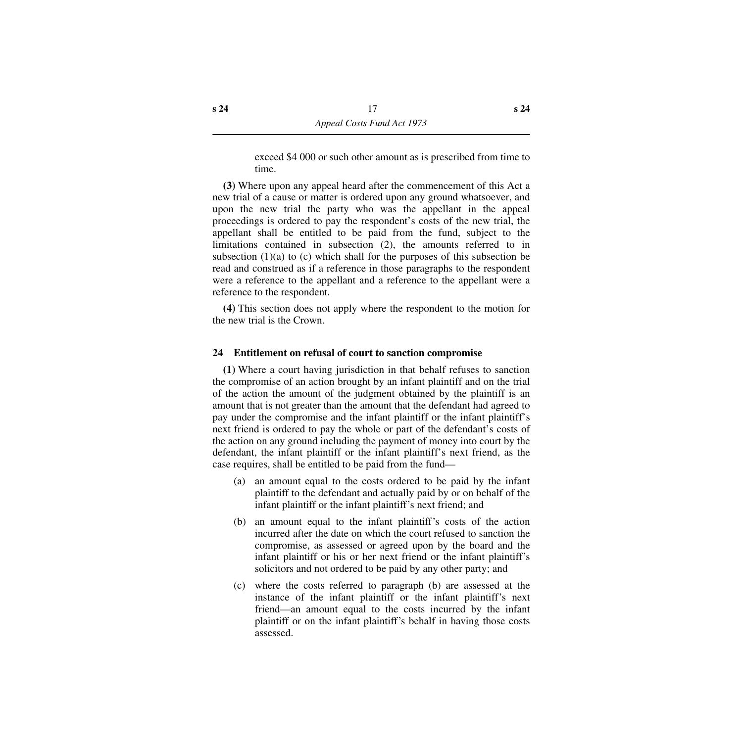exceed \$4 000 or such other amount as is prescribed from time to time.

**(3)** Where upon any appeal heard after the commencement of this Act a new trial of a cause or matter is ordered upon any ground whatsoever, and upon the new trial the party who was the appellant in the appeal proceedings is ordered to pay the respondent's costs of the new trial, the appellant shall be entitled to be paid from the fund, subject to the limitations contained in subsection (2), the amounts referred to in subsection (1)(a) to (c) which shall for the purposes of this subsection be read and construed as if a reference in those paragraphs to the respondent were a reference to the appellant and a reference to the appellant were a reference to the respondent.

**(4)** This section does not apply where the respondent to the motion for the new trial is the Crown.

### 24 Entitlement on refusal of court to sanction compromise

**(1)** Where a court having jurisdiction in that behalf refuses to sanction the compromise of an action brought by an infant plaintiff and on the trial of the action the amount of the judgment obtained by the plaintiff is an amount that is not greater than the amount that the defendant had agreed to pay under the compromise and the infant plaintiff or the infant plaintiff's next friend is ordered to pay the whole or part of the defendant's costs of the action on any ground including the payment of money into court by the defendant, the infant plaintiff or the infant plaintiff's next friend, as the case requires, shall be entitled to be paid from the fund—

(a) an amount equal to the costs ordered to be paid by the infant plaintiff to the defendant and actually paid by or on behalf of the infant plaintiff or the infant plaintiff's next friend; and

(b) an amount equal to the infant plaintiff's costs of the action incurred after the date on which the court refused to sanction the compromise, as assessed or agreed upon by the board and the infant plaintiff or his or her next friend or the infant plaintiff's solicitors and not ordered to be paid by any other party; and

(c) where the costs referred to paragraph (b) are assessed at the instance of the infant plaintiff or the infant plaintiff's next friend—an amount equal to the costs incurred by the infant plaintiff or on the infant plaintiff's behalf in having those costs assessed.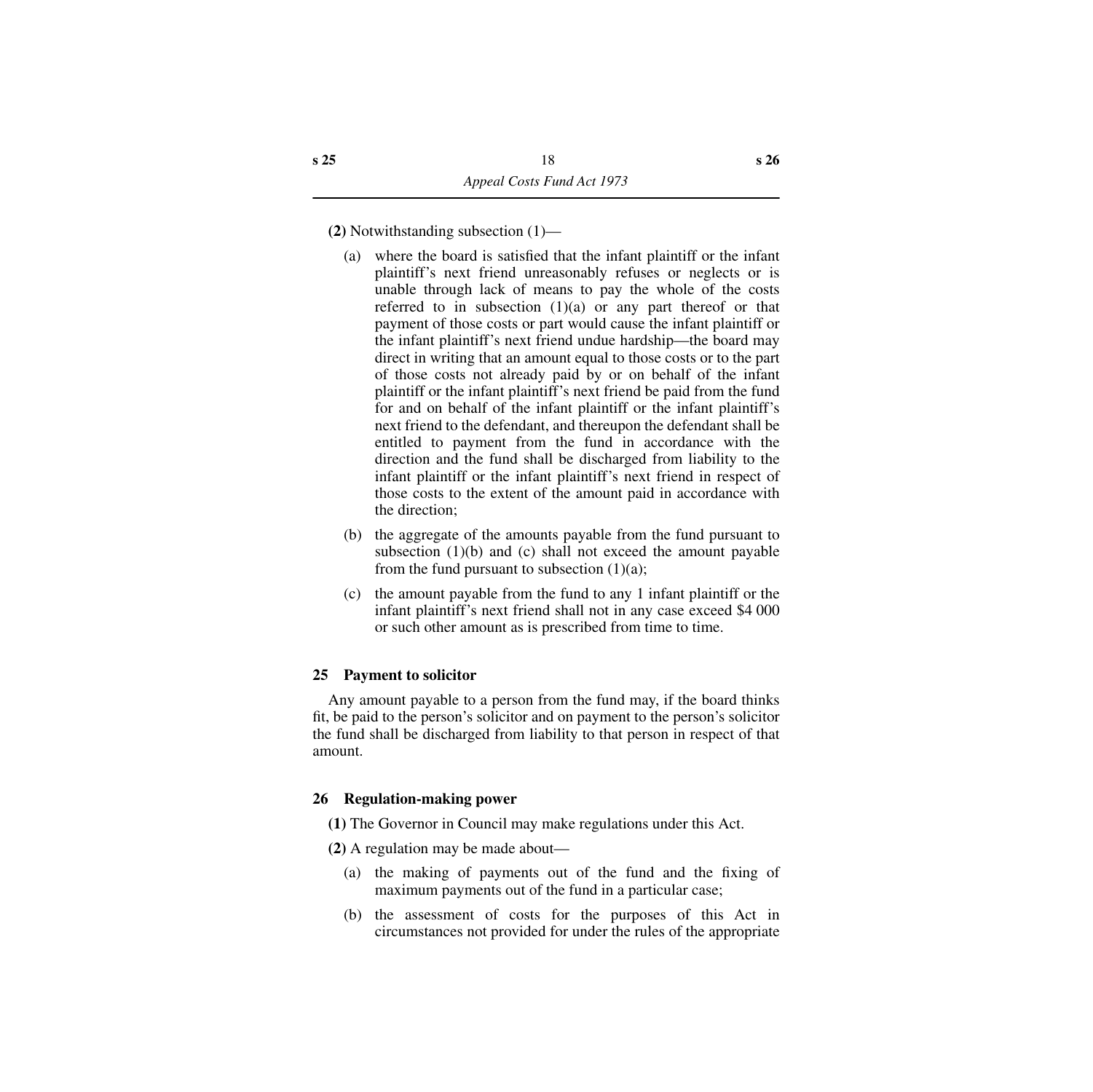**(2)** Notwithstanding subsection (1)—

- (a) where the board is satisfied that the infant plaintiff or the infant plaintiff's next friend unreasonably refuses or neglects or is unable through lack of means to pay the whole of the costs referred to in subsection (1)(a) or any part thereof or that payment of those costs or part would cause the infant plaintiff or the infant plaintiff's next friend undue hardship—the board may direct in writing that an amount equal to those costs or to the part of those costs not already paid by or on behalf of the infant plaintiff or the infant plaintiff's next friend be paid from the fund for and on behalf of the infant plaintiff or the infant plaintiff's next friend to the defendant, and thereupon the defendant shall be entitled to payment from the fund in accordance with the direction and the fund shall be discharged from liability to the infant plaintiff or the infant plaintiff's next friend in respect of those costs to the extent of the amount paid in accordance with the direction;
- (b) the aggregate of the amounts payable from the fund pursuant to subsection (1)(b) and (c) shall not exceed the amount payable from the fund pursuant to subsection (1)(a);
- (c) the amount payable from the fund to any 1 infant plaintiff or the infant plaintiff's next friend shall not in any case exceed $4 000 or such other amount as is prescribed from time to time.

### 25 Payment to solicitor

Any amount payable to a person from the fund may, if the board thinks fit, be paid to the person's solicitor and on payment to the person's solicitor the fund shall be discharged from liability to that person in respect of that amount.

### 26 Regulation-making power

**(1)** The Governor in Council may make regulations under this Act.

**(2)** A regulation may be made about—

- (a) the making of payments out of the fund and the fixing of maximum payments out of the fund in a particular case;
- (b) the assessment of costs for the purposes of this Act in circumstances not provided for under the rules of the appropriate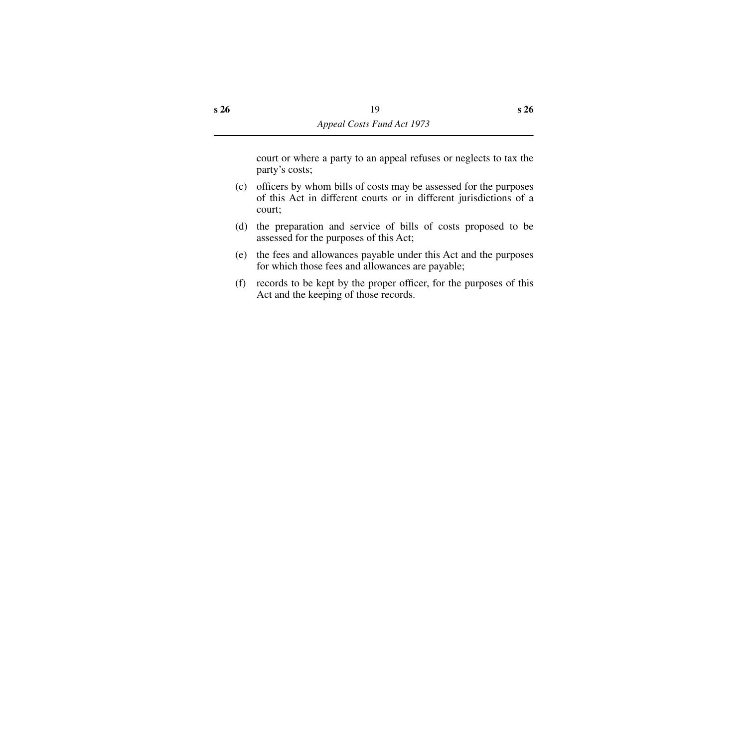court or where a party to an appeal refuses or neglects to tax the party's costs;

(c) officers by whom bills of costs may be assessed for the purposes of this Act in different courts or in different jurisdictions of a court;

(d) the preparation and service of bills of costs proposed to be assessed for the purposes of this Act;

(e) the fees and allowances payable under this Act and the purposes for which those fees and allowances are payable;

(f) records to be kept by the proper officer, for the purposes of this Act and the keeping of those records.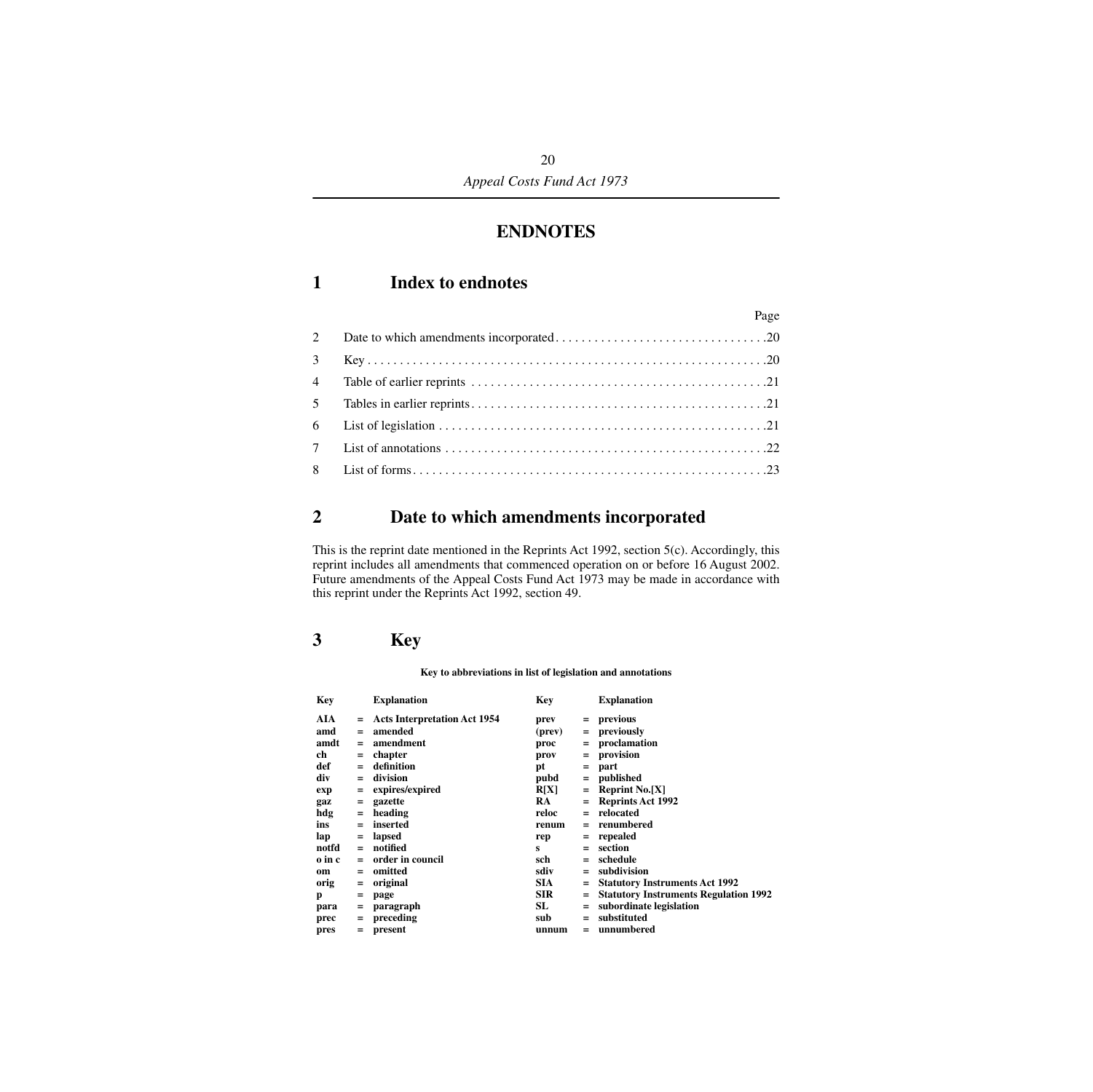# ENDNOTES

## 1 Index to endnotes

| | | Page |
|---|---|---|
| 2 | Date to which amendments incorporated | 20 |
| 3 | Key | 20 |
| 4 | Table of earlier reprints | 21 |
| 5 | Tables in earlier reprints | 21 |
| 6 | List of legislation | 21 |
| 7 | List of annotations | 22 |
| 8 | List of forms | 23 |

## 2 Date to which amendments incorporated

This is the reprint date mentioned in the Reprints Act 1992, section 5(c). Accordingly, this reprint includes all amendments that commenced operation on or before 16 August 2002. Future amendments of the Appeal Costs Fund Act 1973 may be made in accordance with this reprint under the Reprints Act 1992, section 49.

## 3 Key

**Key to abbreviations in list of legislation and annotations**

| Key | | Explanation | Key | | Explanation |
|---|---|---|---|---|---|
| **AIA** | = | **Acts Interpretation Act 1954** | **prev** | = | **previous** |
| **amd** | = | **amended** | **(prev)** | = | **previously** |
| **amdt** | = | **amendment** | **proc** | = | **proclamation** |
| **ch** | = | **chapter** | **prov** | = | **provision** |
| **def** | = | **definition** | **pt** | = | **part** |
| **div** | = | **division** | **pubd** | = | **published** |
| **exp** | = | **expires/expired** | **R[X]** | = | **Reprint No.[X]** |
| **gaz** | = | **gazette** | **RA** | = | **Reprints Act 1992** |
| **hdg** | = | **heading** | **reloc** | = | **relocated** |
| **ins** | = | **inserted** | **renum** | = | **renumbered** |
| **lap** | = | **lapsed** | **rep** | = | **repealed** |
| **notfd** | = | **notified** | **s** | = | **section** |
| **o in c** | = | **order in council** | **sch** | = | **schedule** |
| **om** | = | **omitted** | **sdiv** | = | **subdivision** |
| **orig** | = | **original** | **SIA** | = | **Statutory Instruments Act 1992** |
| **p** | = | **page** | **SIR** | = | **Statutory Instruments Regulation 1992** |
| **para** | = | **paragraph** | **SL** | = | **subordinate legislation** |
| **prec** | = | **preceding** | **sub** | = | **substituted** |
| **pres** | = | **present** | **unnum** | = | **unnumbered** |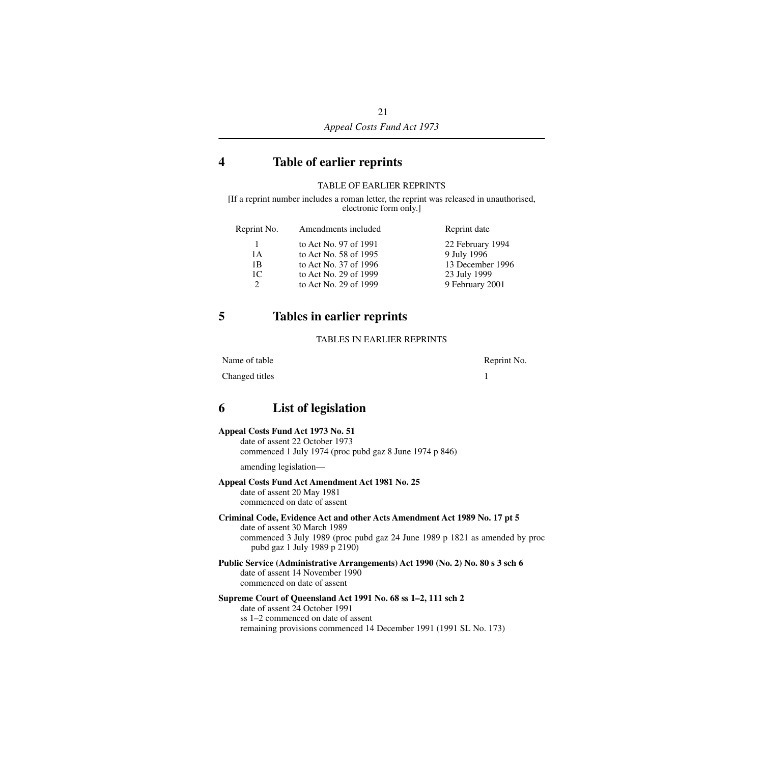## 4 Table of earlier reprints

TABLE OF EARLIER REPRINTS

[If a reprint number includes a roman letter, the reprint was released in unauthorised, electronic form only.]

| Reprint No. | Amendments included | Reprint date |
|---|---|---|
| 1 | to Act No. 97 of 1991 | 22 February 1994 |
| 1A | to Act No. 58 of 1995 | 9 July 1996 |
| 1B | to Act No. 37 of 1996 | 13 December 1996 |
| 1C | to Act No. 29 of 1999 | 23 July 1999 |
| 2 | to Act No. 29 of 1999 | 9 February 2001 |

## 5 Tables in earlier reprints

TABLES IN EARLIER REPRINTS

| Name of table | Reprint No. |
|---|---|
| Changed titles | 1 |

## 6 List of legislation

**Appeal Costs Fund Act 1973 No. 51**
date of assent 22 October 1973
commenced 1 July 1974 (proc pubd gaz 8 June 1974 p 846)

amending legislation—

**Appeal Costs Fund Act Amendment Act 1981 No. 25**
date of assent 20 May 1981
commenced on date of assent

**Criminal Code, Evidence Act and other Acts Amendment Act 1989 No. 17 pt 5**
date of assent 30 March 1989
commenced 3 July 1989 (proc pubd gaz 24 June 1989 p 1821 as amended by proc pubd gaz 1 July 1989 p 2190)

**Public Service (Administrative Arrangements) Act 1990 (No. 2) No. 80 s 3 sch 6**
date of assent 14 November 1990
commenced on date of assent

**Supreme Court of Queensland Act 1991 No. 68 ss 1–2, 111 sch 2**
date of assent 24 October 1991
ss 1–2 commenced on date of assent
remaining provisions commenced 14 December 1991 (1991 SL No. 173)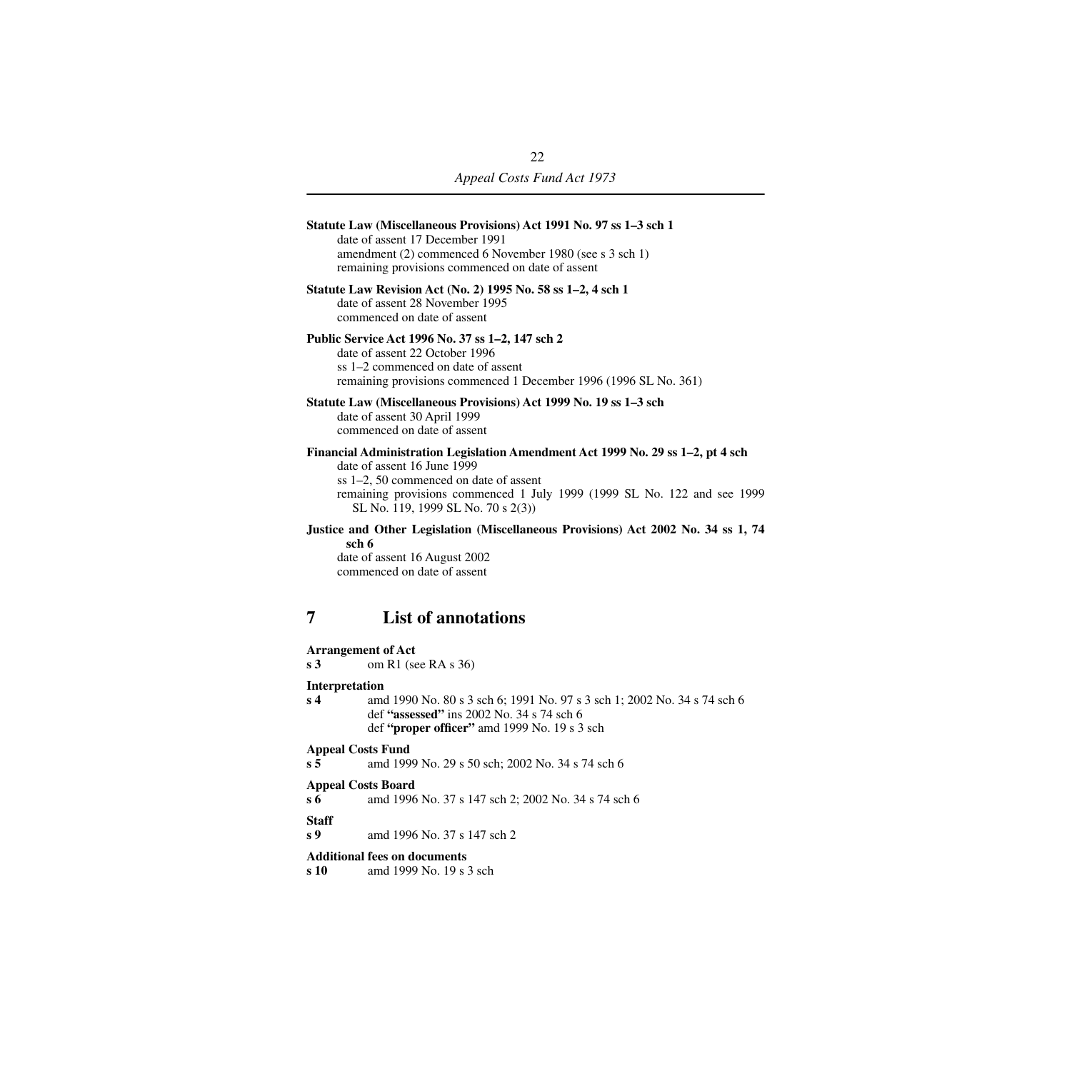**Statute Law (Miscellaneous Provisions) Act 1991 No. 97 ss 1–3 sch 1**
date of assent 17 December 1991
amendment (2) commenced 6 November 1980 (see s 3 sch 1)
remaining provisions commenced on date of assent

**Statute Law Revision Act (No. 2) 1995 No. 58 ss 1–2, 4 sch 1**
date of assent 28 November 1995
commenced on date of assent

**Public Service Act 1996 No. 37 ss 1–2, 147 sch 2**
date of assent 22 October 1996
ss 1–2 commenced on date of assent
remaining provisions commenced 1 December 1996 (1996 SL No. 361)

**Statute Law (Miscellaneous Provisions) Act 1999 No. 19 ss 1–3 sch**
date of assent 30 April 1999
commenced on date of assent

**Financial Administration Legislation Amendment Act 1999 No. 29 ss 1–2, pt 4 sch**
date of assent 16 June 1999
ss 1–2, 50 commenced on date of assent
remaining provisions commenced 1 July 1999 (1999 SL No. 122 and see 1999 SL No. 119, 1999 SL No. 70 s 2(3))

**Justice and Other Legislation (Miscellaneous Provisions) Act 2002 No. 34 ss 1, 74 sch 6**
date of assent 16 August 2002
commenced on date of assent

## 7 List of annotations

**Arrangement of Act**
**s 3** om R1 (see RA s 36)

**Interpretation**
**s 4** amd 1990 No. 80 s 3 sch 6; 1991 No. 97 s 3 sch 1; 2002 No. 34 s 74 sch 6
def **"assessed"** ins 2002 No. 34 s 74 sch 6
def **"proper officer"** amd 1999 No. 19 s 3 sch

**Appeal Costs Fund**
**s 5** amd 1999 No. 29 s 50 sch; 2002 No. 34 s 74 sch 6

**Appeal Costs Board**
**s 6** amd 1996 No. 37 s 147 sch 2; 2002 No. 34 s 74 sch 6

**Staff**
**s 9** amd 1996 No. 37 s 147 sch 2

**Additional fees on documents**
**s 10** amd 1999 No. 19 s 3 sch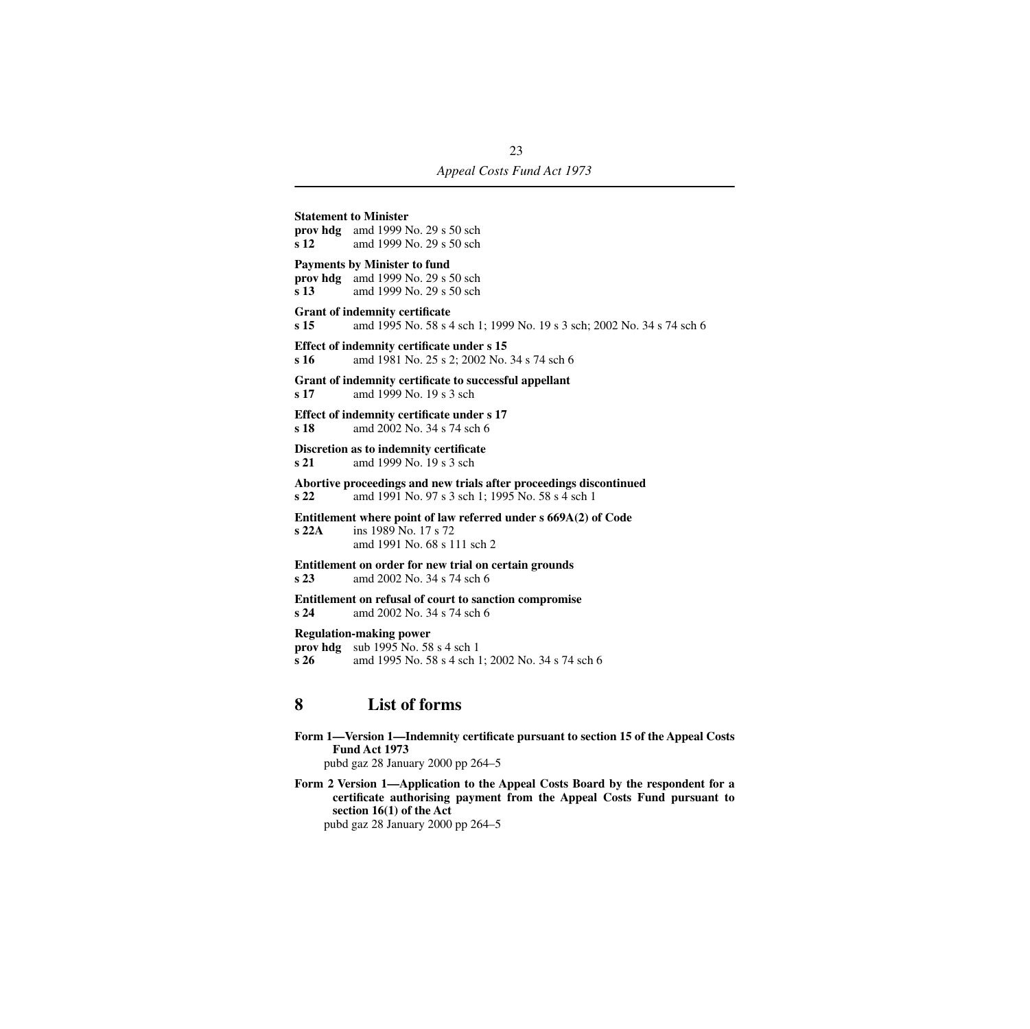**Statement to Minister**
**prov hdg** amd 1999 No. 29 s 50 sch
**s 12** amd 1999 No. 29 s 50 sch

**Payments by Minister to fund**
**prov hdg** amd 1999 No. 29 s 50 sch
**s 13** amd 1999 No. 29 s 50 sch

**Grant of indemnity certificate**
**s 15** amd 1995 No. 58 s 4 sch 1; 1999 No. 19 s 3 sch; 2002 No. 34 s 74 sch 6

**Effect of indemnity certificate under s 15**
**s 16** amd 1981 No. 25 s 2; 2002 No. 34 s 74 sch 6

**Grant of indemnity certificate to successful appellant**
**s 17** amd 1999 No. 19 s 3 sch

**Effect of indemnity certificate under s 17**
**s 18** amd 2002 No. 34 s 74 sch 6

**Discretion as to indemnity certificate**
**s 21** amd 1999 No. 19 s 3 sch

**Abortive proceedings and new trials after proceedings discontinued**
**s 22** amd 1991 No. 97 s 3 sch 1; 1995 No. 58 s 4 sch 1

**Entitlement where point of law referred under s 669A(2) of Code**
**s 22A** ins 1989 No. 17 s 72
amd 1991 No. 68 s 111 sch 2

**Entitlement on order for new trial on certain grounds**
**s 23** amd 2002 No. 34 s 74 sch 6

**Entitlement on refusal of court to sanction compromise**
**s 24** amd 2002 No. 34 s 74 sch 6

**Regulation-making power**
**prov hdg** sub 1995 No. 58 s 4 sch 1
**s 26** amd 1995 No. 58 s 4 sch 1; 2002 No. 34 s 74 sch 6

## 8 List of forms

**Form 1—Version 1—Indemnity certificate pursuant to section 15 of the Appeal Costs Fund Act 1973**
pubd gaz 28 January 2000 pp 264–5

**Form 2 Version 1—Application to the Appeal Costs Board by the respondent for a certificate authorising payment from the Appeal Costs Fund pursuant to section 16(1) of the Act**
pubd gaz 28 January 2000 pp 264–5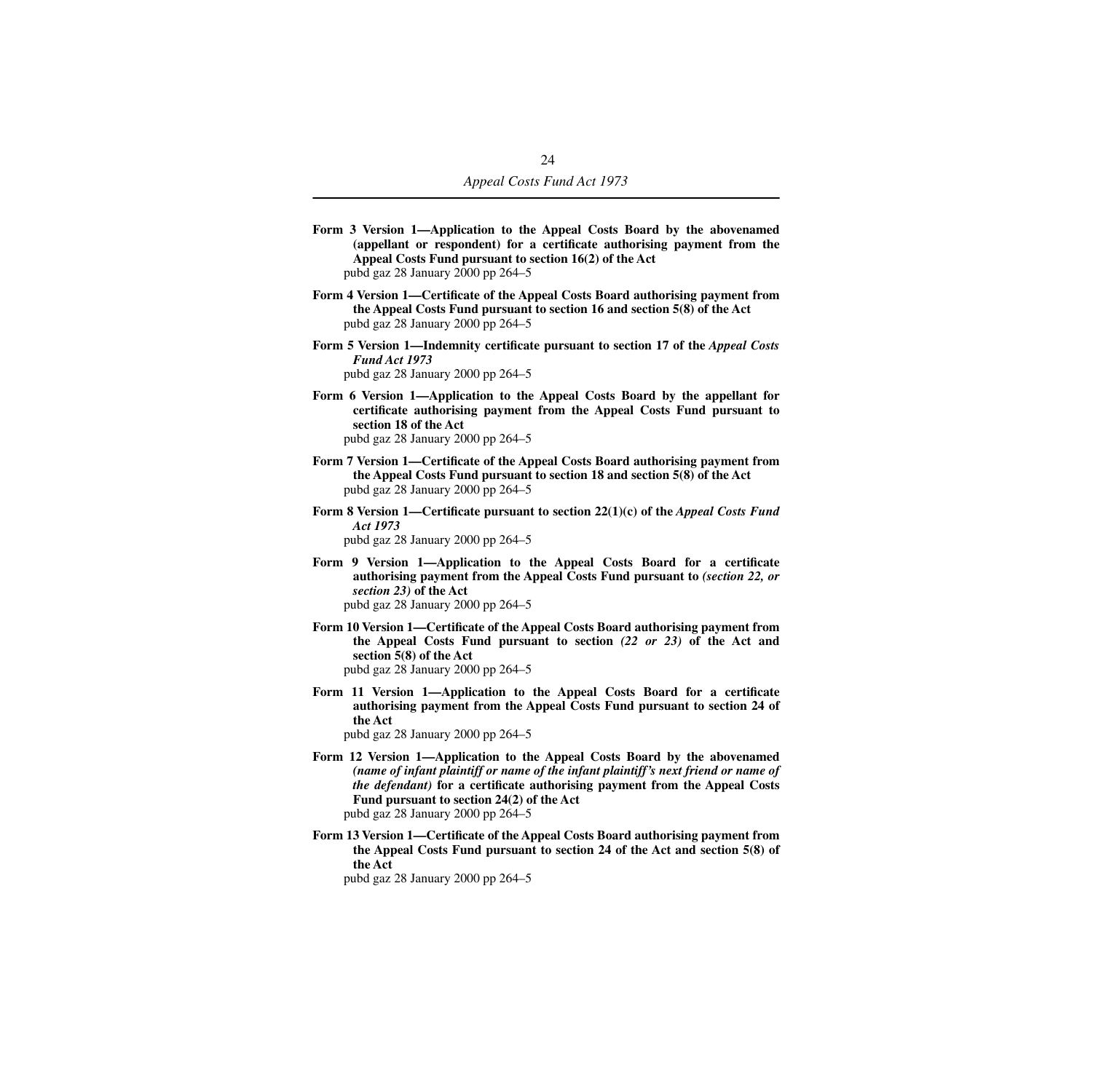**Form 3 Version 1—Application to the Appeal Costs Board by the abovenamed (appellant or respondent) for a certificate authorising payment from the Appeal Costs Fund pursuant to section 16(2) of the Act**
pubd gaz 28 January 2000 pp 264–5

**Form 4 Version 1—Certificate of the Appeal Costs Board authorising payment from the Appeal Costs Fund pursuant to section 16 and section 5(8) of the Act**
pubd gaz 28 January 2000 pp 264–5

**Form 5 Version 1—Indemnity certificate pursuant to section 17 of the *Appeal Costs Fund Act 1973***
pubd gaz 28 January 2000 pp 264–5

**Form 6 Version 1—Application to the Appeal Costs Board by the appellant for certificate authorising payment from the Appeal Costs Fund pursuant to section 18 of the Act**
pubd gaz 28 January 2000 pp 264–5

**Form 7 Version 1—Certificate of the Appeal Costs Board authorising payment from the Appeal Costs Fund pursuant to section 18 and section 5(8) of the Act**
pubd gaz 28 January 2000 pp 264–5

**Form 8 Version 1—Certificate pursuant to section 22(1)(c) of the *Appeal Costs Fund Act 1973***
pubd gaz 28 January 2000 pp 264–5

**Form 9 Version 1—Application to the Appeal Costs Board for a certificate authorising payment from the Appeal Costs Fund pursuant to *(section 22, or section 23)* of the Act**
pubd gaz 28 January 2000 pp 264–5

**Form 10 Version 1—Certificate of the Appeal Costs Board authorising payment from the Appeal Costs Fund pursuant to section *(22 or 23)* of the Act and section 5(8) of the Act**
pubd gaz 28 January 2000 pp 264–5

**Form 11 Version 1—Application to the Appeal Costs Board for a certificate authorising payment from the Appeal Costs Fund pursuant to section 24 of the Act**
pubd gaz 28 January 2000 pp 264–5

**Form 12 Version 1—Application to the Appeal Costs Board by the abovenamed *(name of infant plaintiff or name of the infant plaintiff's next friend or name of the defendant)* for a certificate authorising payment from the Appeal Costs Fund pursuant to section 24(2) of the Act**
pubd gaz 28 January 2000 pp 264–5

**Form 13 Version 1—Certificate of the Appeal Costs Board authorising payment from the Appeal Costs Fund pursuant to section 24 of the Act and section 5(8) of the Act**
pubd gaz 28 January 2000 pp 264–5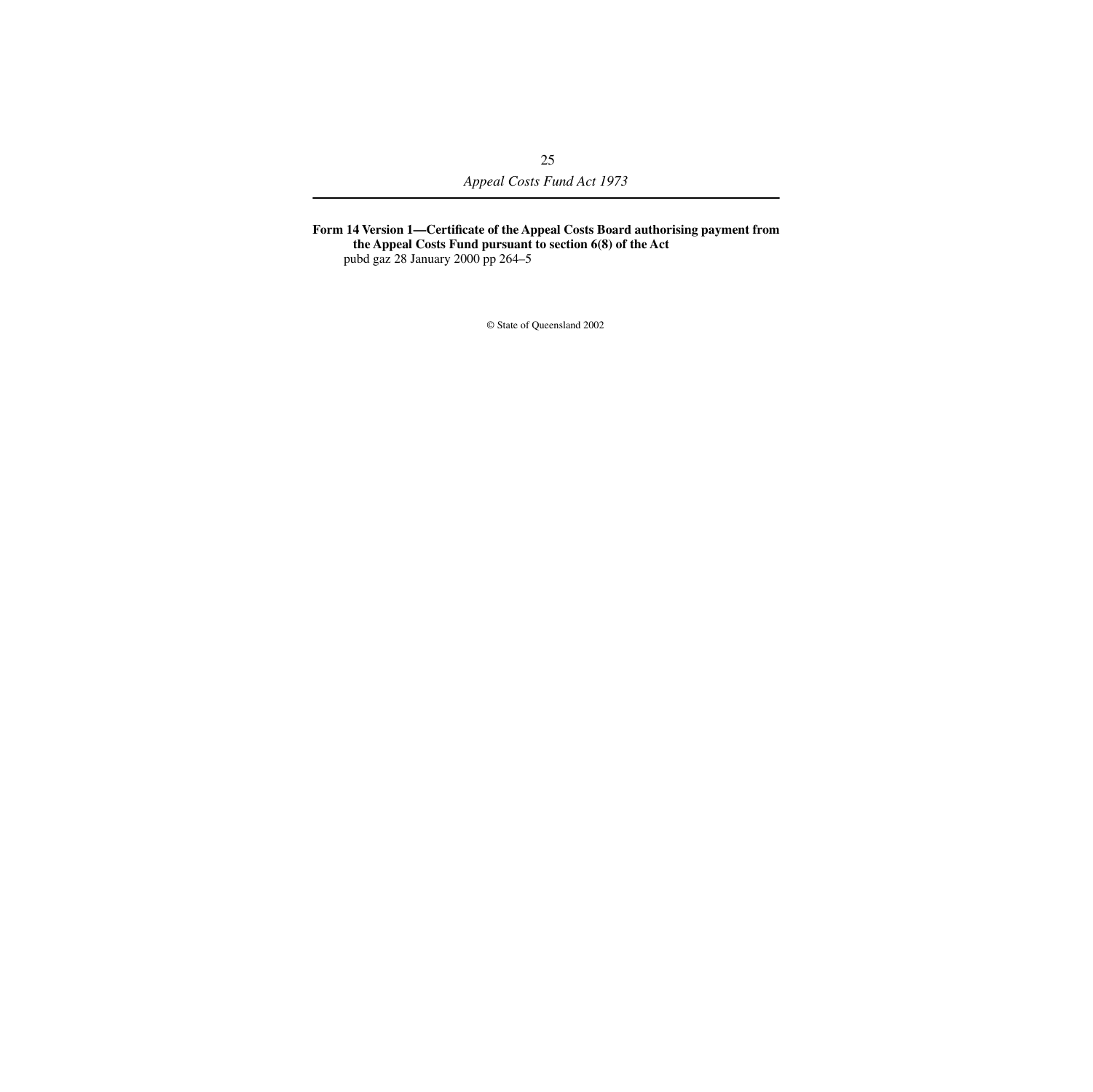**Form 14 Version 1—Certificate of the Appeal Costs Board authorising payment from the Appeal Costs Fund pursuant to section 6(8) of the Act**

pubd gaz 28 January 2000 pp 264–5

© State of Queensland 2002